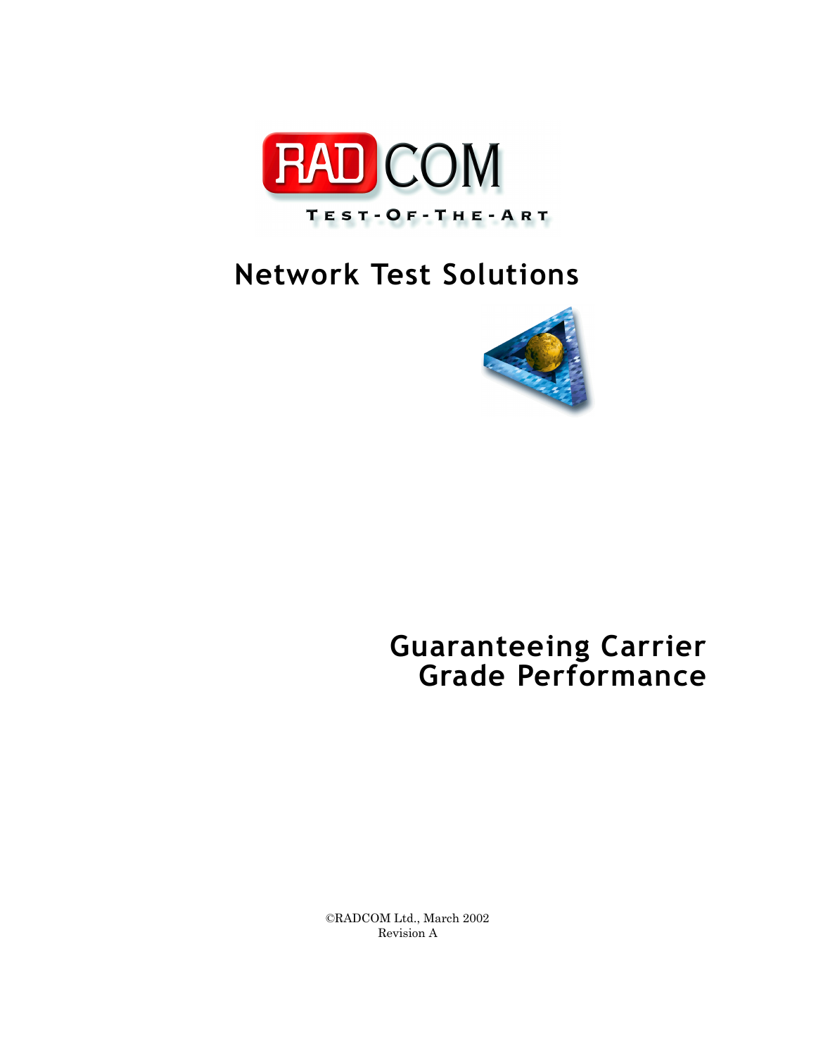RADCOM

TEST-OF-THE-ART

# Network Test Solutions

# Guaranteeing Carrier Grade Performance

©RADCOM Ltd., March 2002
Revision A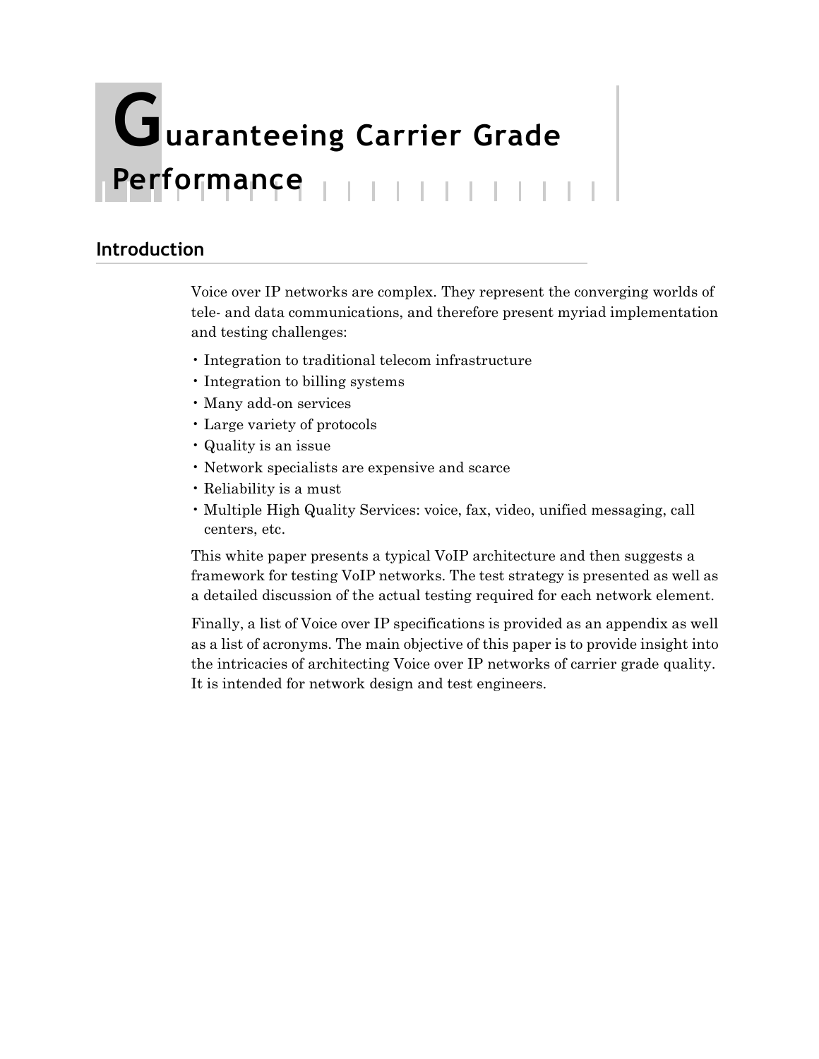# Guaranteeing Carrier Grade Performance

## Introduction

Voice over IP networks are complex. They represent the converging worlds of tele- and data communications, and therefore present myriad implementation and testing challenges:

- Integration to traditional telecom infrastructure
- Integration to billing systems
- Many add-on services
- Large variety of protocols
- Quality is an issue
- Network specialists are expensive and scarce
- Reliability is a must
- Multiple High Quality Services: voice, fax, video, unified messaging, call centers, etc.

This white paper presents a typical VoIP architecture and then suggests a framework for testing VoIP networks. The test strategy is presented as well as a detailed discussion of the actual testing required for each network element.

Finally, a list of Voice over IP specifications is provided as an appendix as well as a list of acronyms. The main objective of this paper is to provide insight into the intricacies of architecting Voice over IP networks of carrier grade quality. It is intended for network design and test engineers.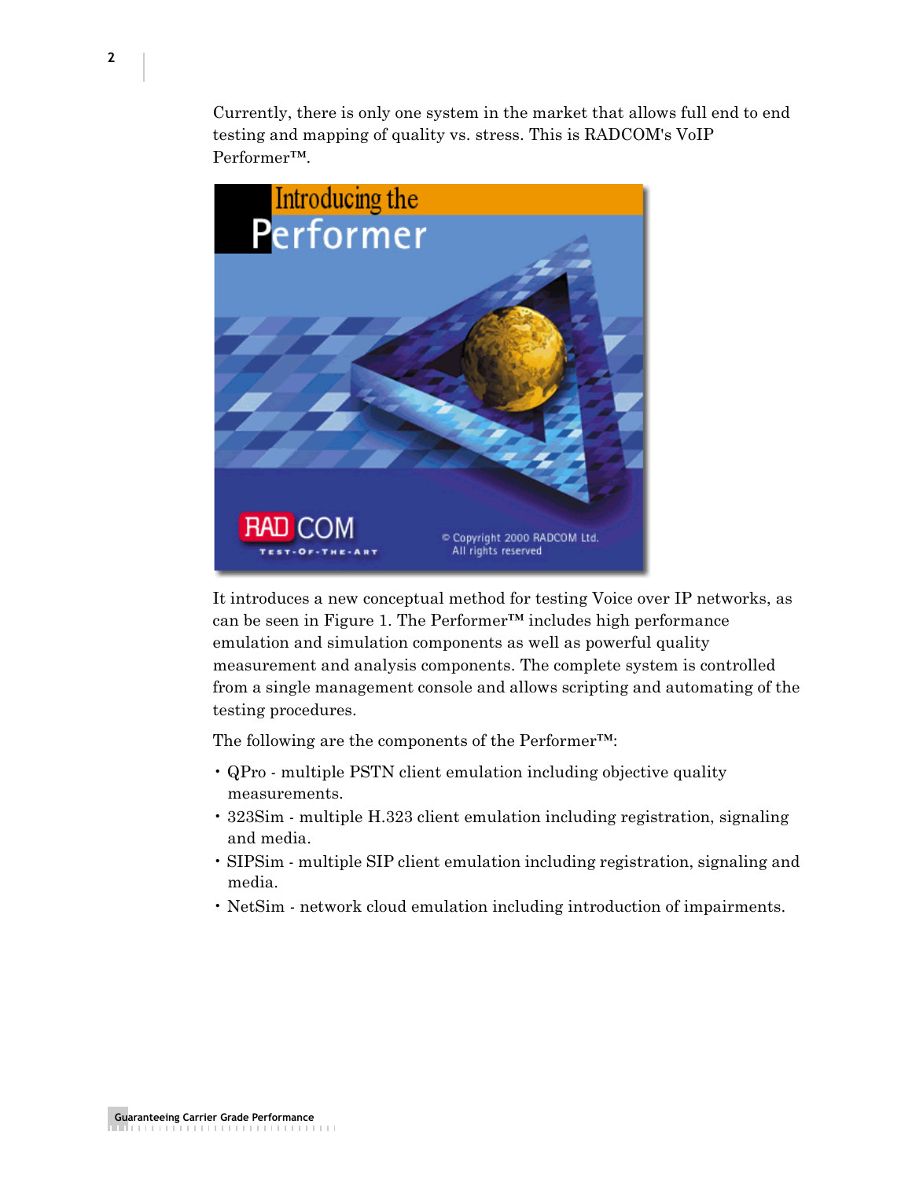Currently, there is only one system in the market that allows full end to end testing and mapping of quality vs. stress. This is RADCOM's VoIP Performer™.

It introduces a new conceptual method for testing Voice over IP networks, as can be seen in Figure 1. The Performer™ includes high performance emulation and simulation components as well as powerful quality measurement and analysis components. The complete system is controlled from a single management console and allows scripting and automating of the testing procedures.

The following are the components of the Performer™:

- QPro - multiple PSTN client emulation including objective quality measurements.
- 323Sim - multiple H.323 client emulation including registration, signaling and media.
- SIPSim - multiple SIP client emulation including registration, signaling and media.
- NetSim - network cloud emulation including introduction of impairments.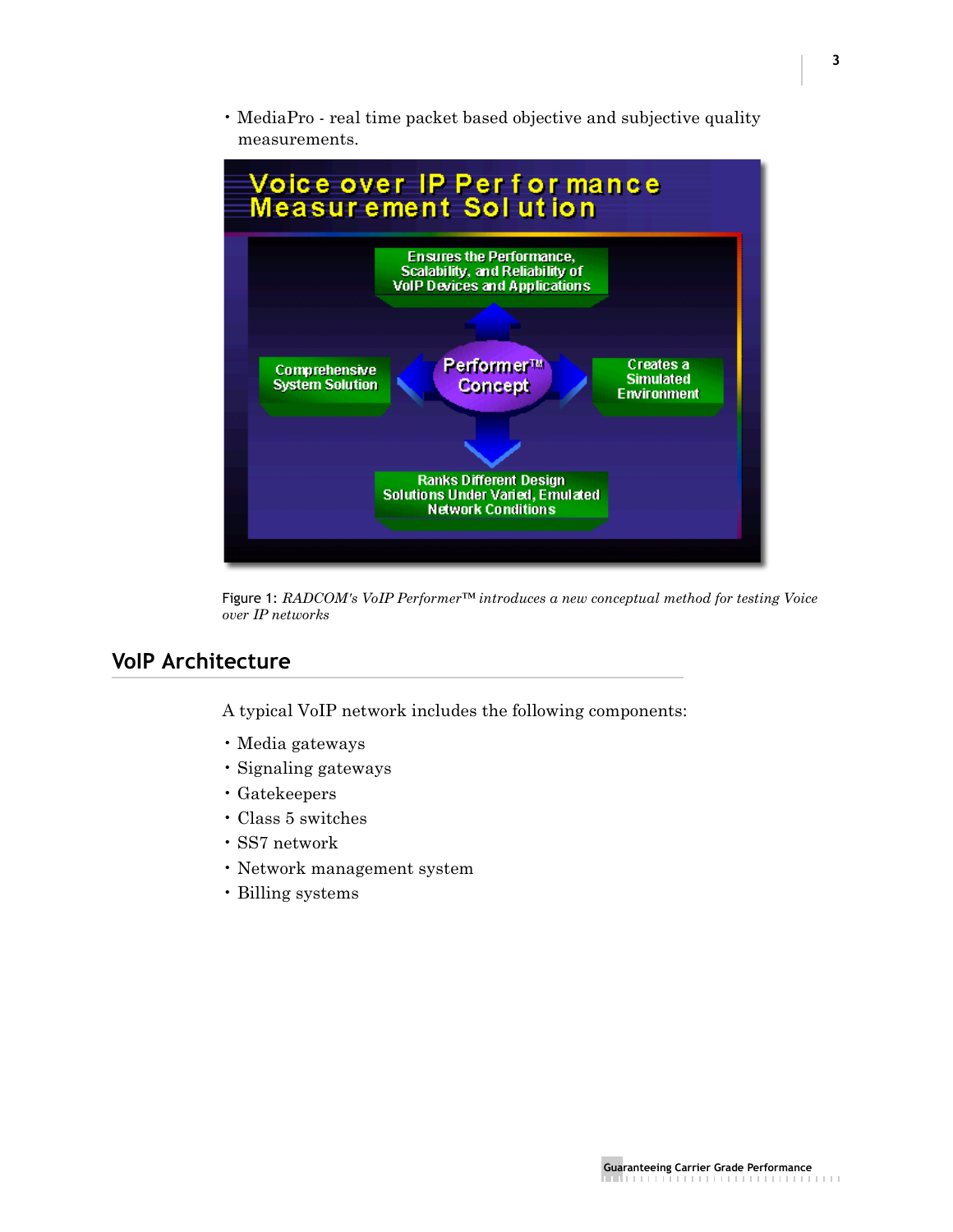- MediaPro - real time packet based objective and subjective quality measurements.

Voice over IP Performance Measurement Solution

Ensures the Performance, Scalability, and Reliability of VoIP Devices and Applications

Comprehensive System Solution

Performer™ Concept

Creates a Simulated Environment

Ranks Different Design Solutions Under Varied, Emulated Network Conditions

Figure 1: *RADCOM's VoIP Performer™ introduces a new conceptual method for testing Voice over IP networks*

## VoIP Architecture

A typical VoIP network includes the following components:

- Media gateways
- Signaling gateways
- Gatekeepers
- Class 5 switches
- SS7 network
- Network management system
- Billing systems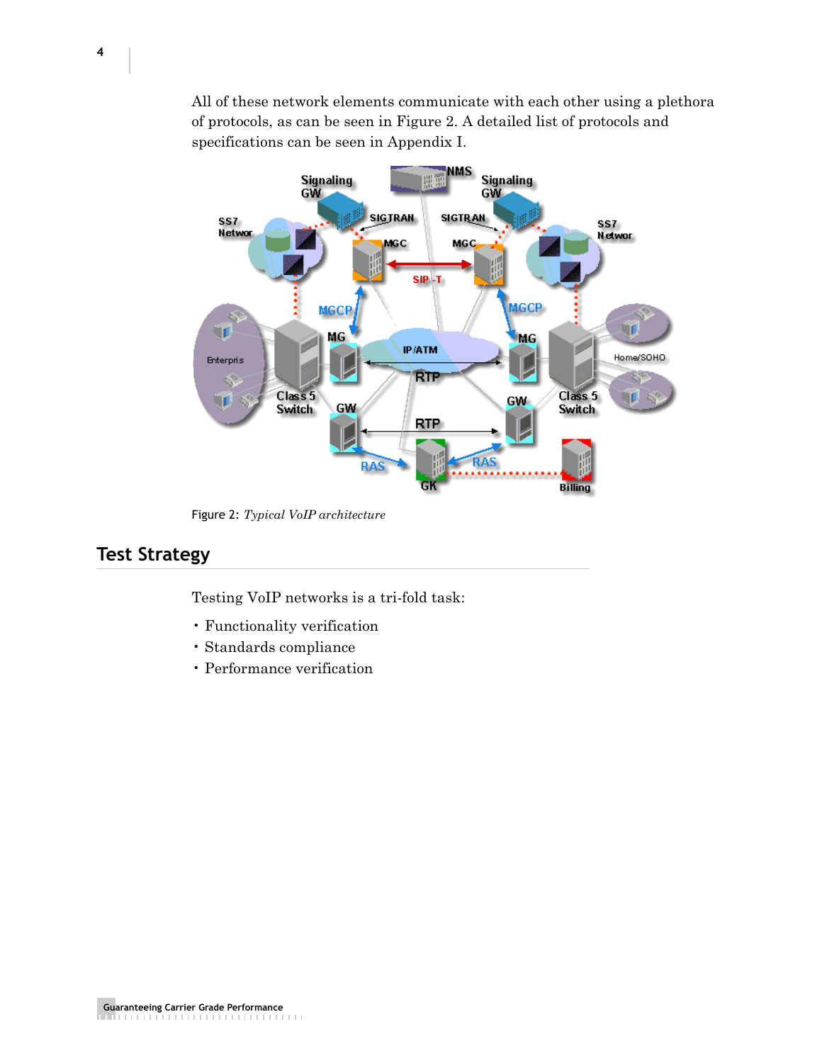All of these network elements communicate with each other using a plethora of protocols, as can be seen in Figure 2. A detailed list of protocols and specifications can be seen in Appendix I.

Figure 2: *Typical VoIP architecture*

## Test Strategy

Testing VoIP networks is a tri-fold task:

- Functionality verification
- Standards compliance
- Performance verification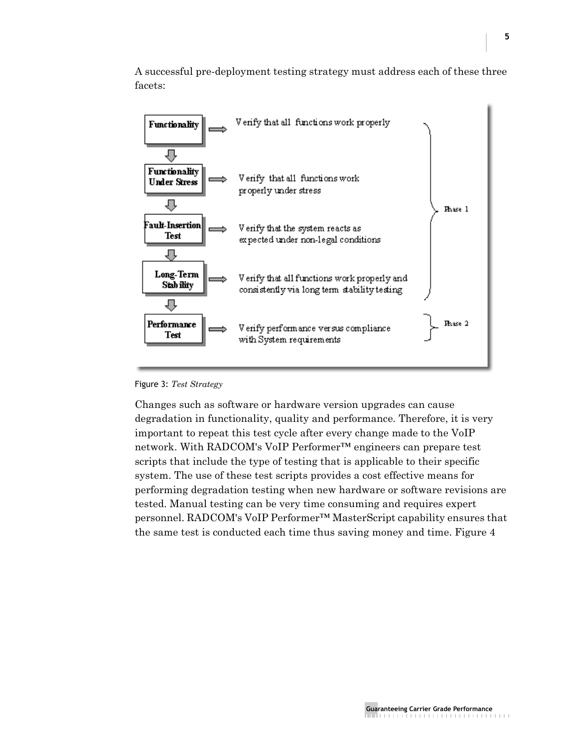A successful pre-deployment testing strategy must address each of these three facets:

| Test | Description | Phase |
|---|---|---|
| Functionality | Verify that all functions work properly | Phase 1 |
| Functionality Under Stress | Verify that all functions work properly under stress | Phase 1 |
| Fault-Insertion Test | Verify that the system reacts as expected under non-legal conditions | Phase 1 |
| Long-Term Stability | Verify that all functions work properly and consistently via long term stability testing | Phase 1 |
| Performance Test | Verify performance versus compliance with System requirements | Phase 2 |

Figure 3: *Test Strategy*

Changes such as software or hardware version upgrades can cause degradation in functionality, quality and performance. Therefore, it is very important to repeat this test cycle after every change made to the VoIP network. With RADCOM's VoIP Performer™ engineers can prepare test scripts that include the type of testing that is applicable to their specific system. The use of these test scripts provides a cost effective means for performing degradation testing when new hardware or software revisions are tested. Manual testing can be very time consuming and requires expert personnel. RADCOM's VoIP Performer™ MasterScript capability ensures that the same test is conducted each time thus saving money and time. Figure 4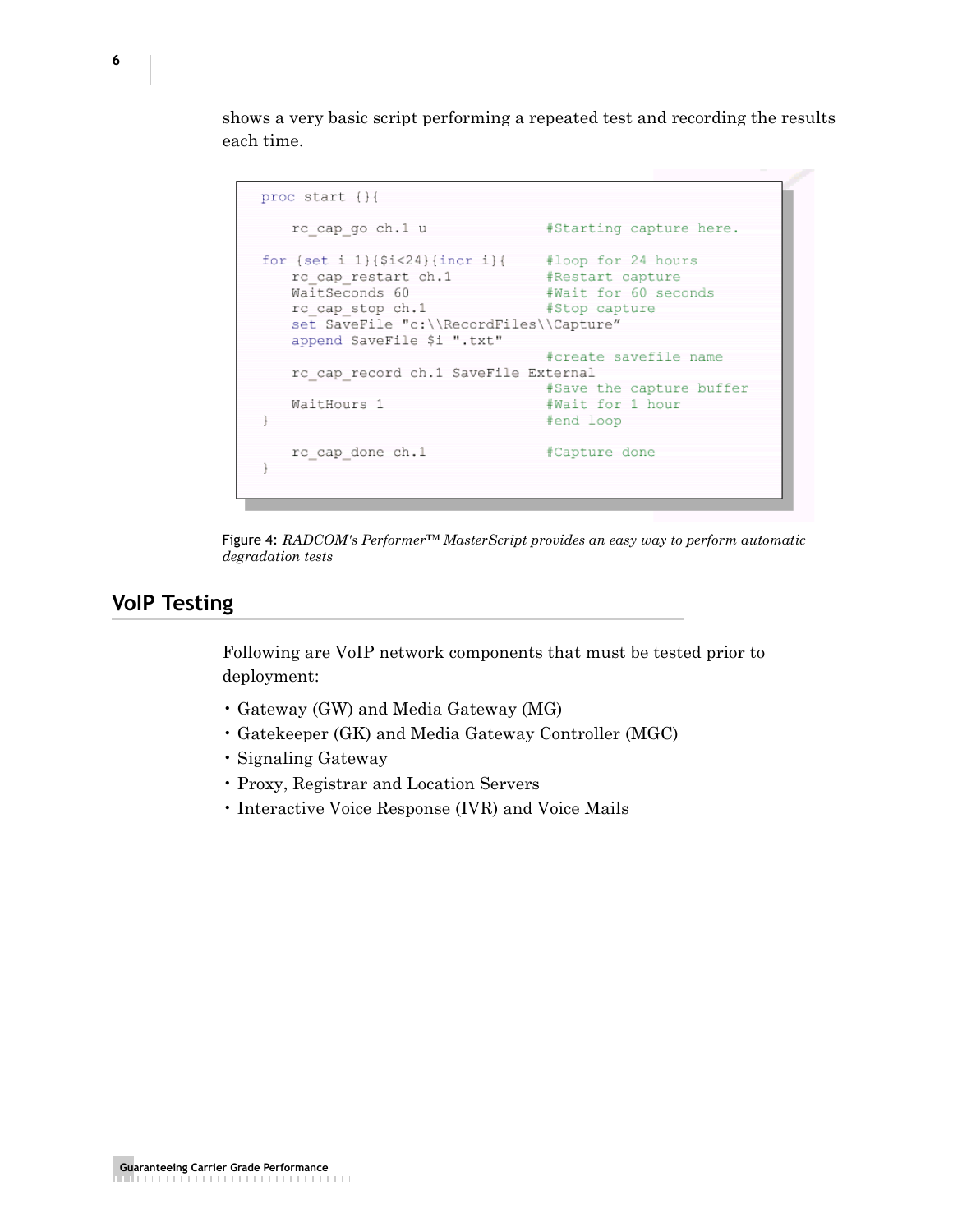shows a very basic script performing a repeated test and recording the results each time.

```
proc start {}{

    rc_cap_go ch.1 u              #Starting capture here.

for {set i 1}{$i<24}{incr i}{     #loop for 24 hours
    rc_cap_restart ch.1           #Restart capture
    WaitSeconds 60                #Wait for 60 seconds
    rc_cap_stop ch.1              #Stop capture
    set SaveFile "c:\\RecordFiles\\Capture"
    append SaveFile $i ".txt"
                                  #create savefile name
    rc_cap_record ch.1 SaveFile External
                                  #Save the capture buffer
    WaitHours 1                   #Wait for 1 hour
}                                 #end loop

    rc_cap_done ch.1              #Capture done
}
```

Figure 4: *RADCOM's Performer™ MasterScript provides an easy way to perform automatic degradation tests*

## VoIP Testing

Following are VoIP network components that must be tested prior to deployment:

- Gateway (GW) and Media Gateway (MG)
- Gatekeeper (GK) and Media Gateway Controller (MGC)
- Signaling Gateway
- Proxy, Registrar and Location Servers
- Interactive Voice Response (IVR) and Voice Mails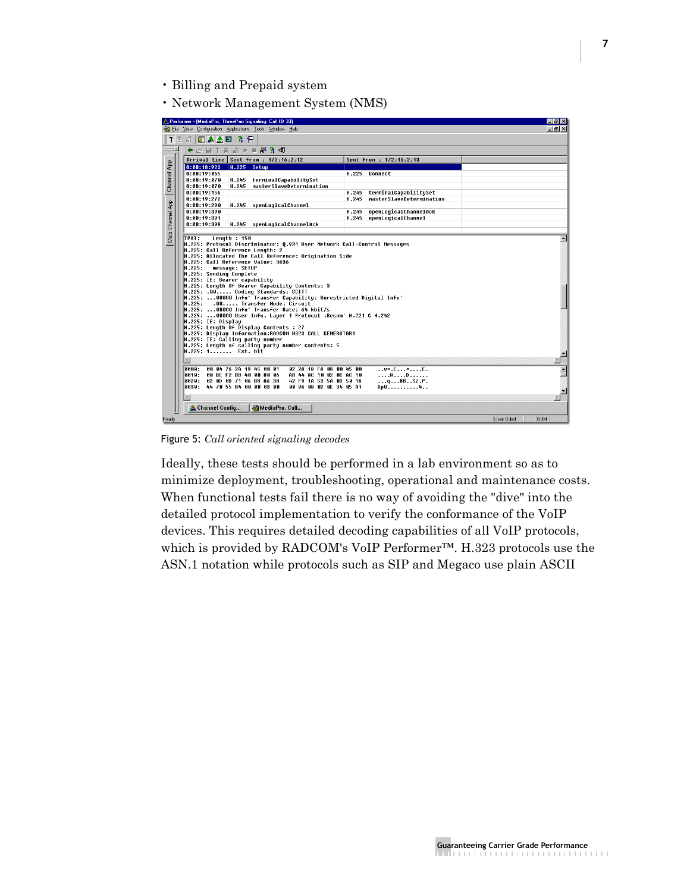- Billing and Prepaid system
- Network Management System (NMS)

Figure 5: *Call oriented signaling decodes*

Ideally, these tests should be performed in a lab environment so as to minimize deployment, troubleshooting, operational and maintenance costs. When functional tests fail there is no way of avoiding the "dive" into the detailed protocol implementation to verify the conformance of the VoIP devices. This requires detailed decoding capabilities of all VoIP protocols, which is provided by RADCOM's VoIP Performer™. H.323 protocols use the ASN.1 notation while protocols such as SIP and Megaco use plain ASCII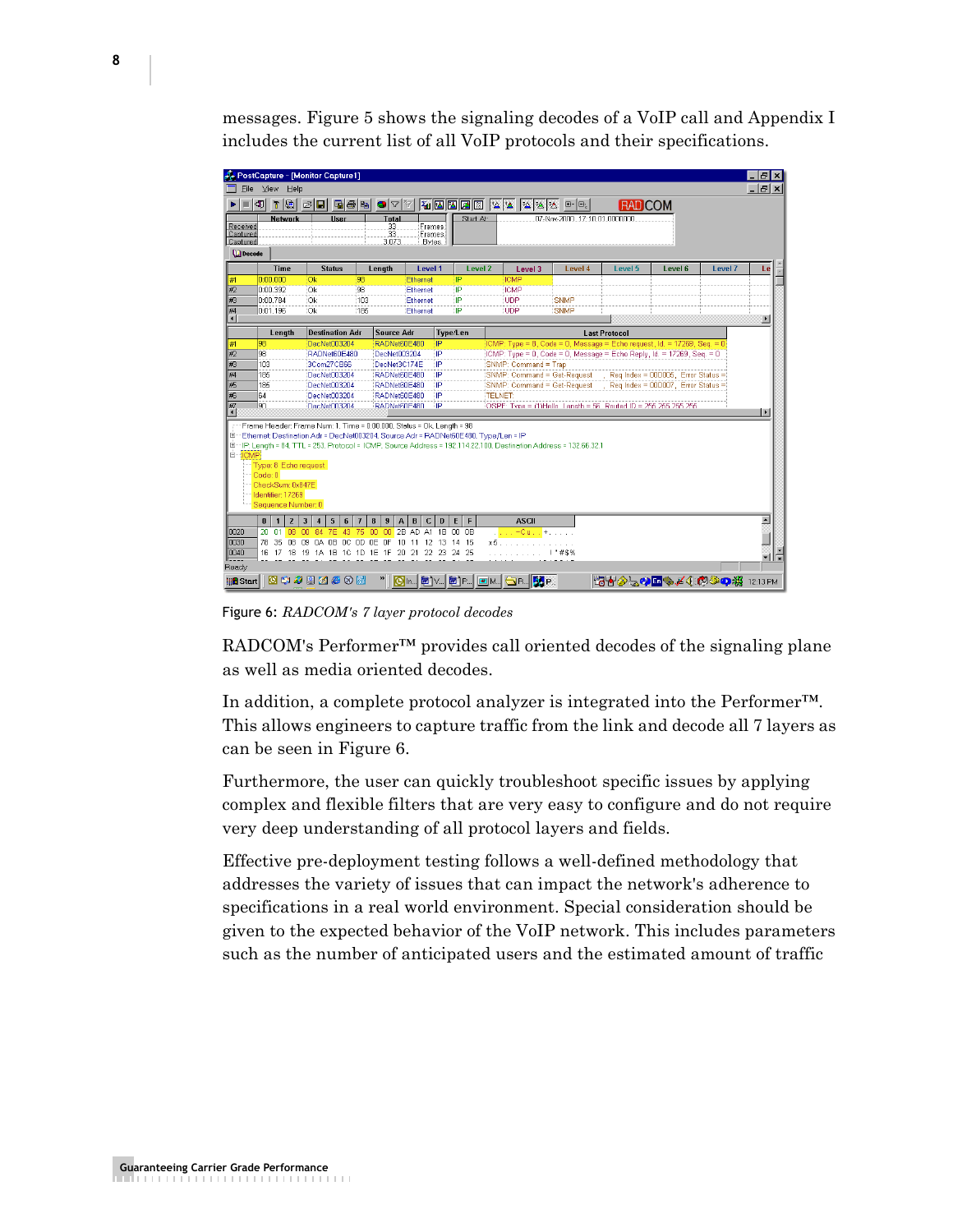messages. Figure 5 shows the signaling decodes of a VoIP call and Appendix I includes the current list of all VoIP protocols and their specifications.

Figure 6: *RADCOM's 7 layer protocol decodes*

RADCOM's Performer™ provides call oriented decodes of the signaling plane as well as media oriented decodes.

In addition, a complete protocol analyzer is integrated into the Performer™. This allows engineers to capture traffic from the link and decode all 7 layers as can be seen in Figure 6.

Furthermore, the user can quickly troubleshoot specific issues by applying complex and flexible filters that are very easy to configure and do not require very deep understanding of all protocol layers and fields.

Effective pre-deployment testing follows a well-defined methodology that addresses the variety of issues that can impact the network's adherence to specifications in a real world environment. Special consideration should be given to the expected behavior of the VoIP network. This includes parameters such as the number of anticipated users and the estimated amount of traffic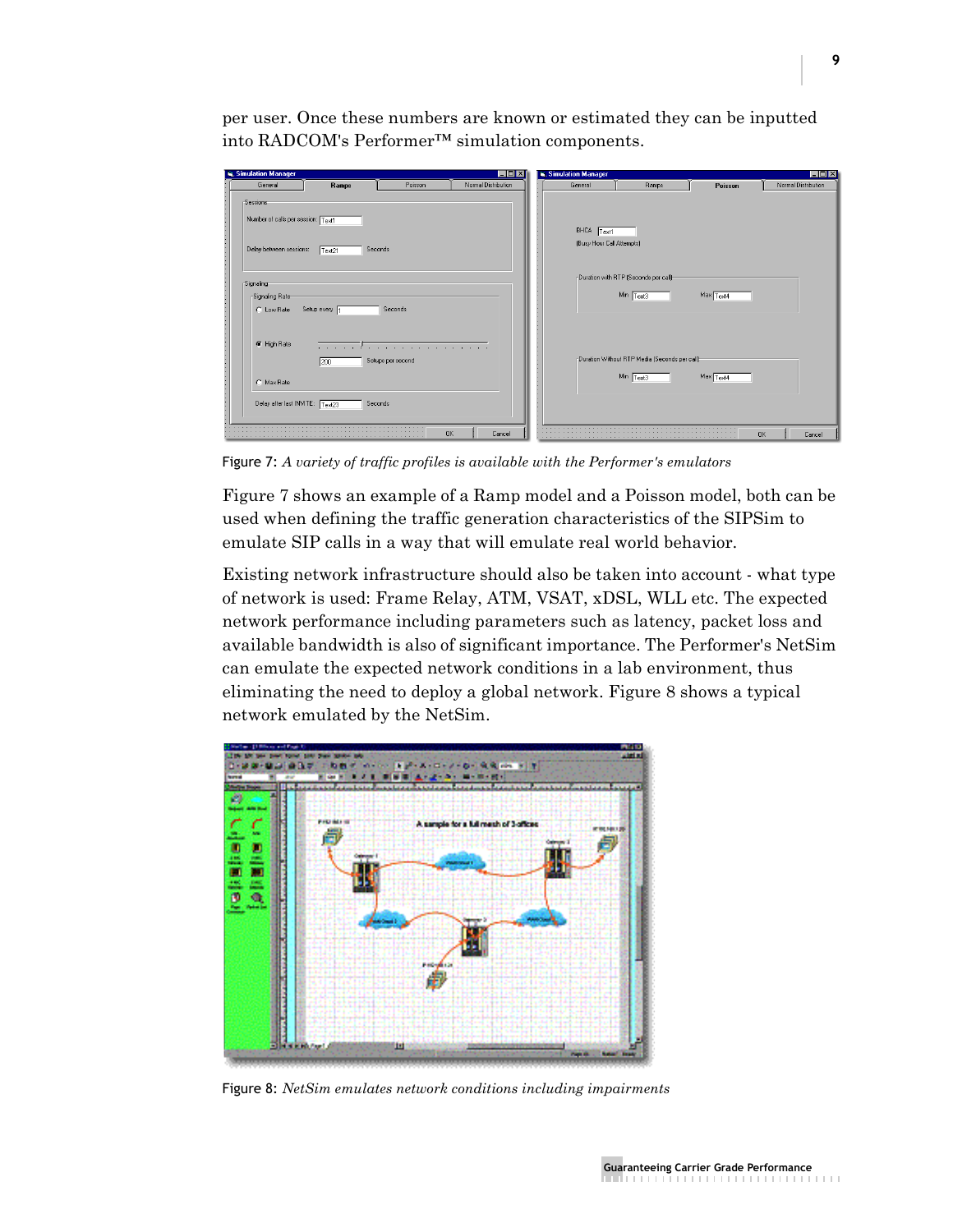per user. Once these numbers are known or estimated they can be inputted into RADCOM's Performer™ simulation components.

Figure 7: *A variety of traffic profiles is available with the Performer's emulators*

Figure 7 shows an example of a Ramp model and a Poisson model, both can be used when defining the traffic generation characteristics of the SIPSim to emulate SIP calls in a way that will emulate real world behavior.

Existing network infrastructure should also be taken into account - what type of network is used: Frame Relay, ATM, VSAT, xDSL, WLL etc. The expected network performance including parameters such as latency, packet loss and available bandwidth is also of significant importance. The Performer's NetSim can emulate the expected network conditions in a lab environment, thus eliminating the need to deploy a global network. Figure 8 shows a typical network emulated by the NetSim.

Figure 8: *NetSim emulates network conditions including impairments*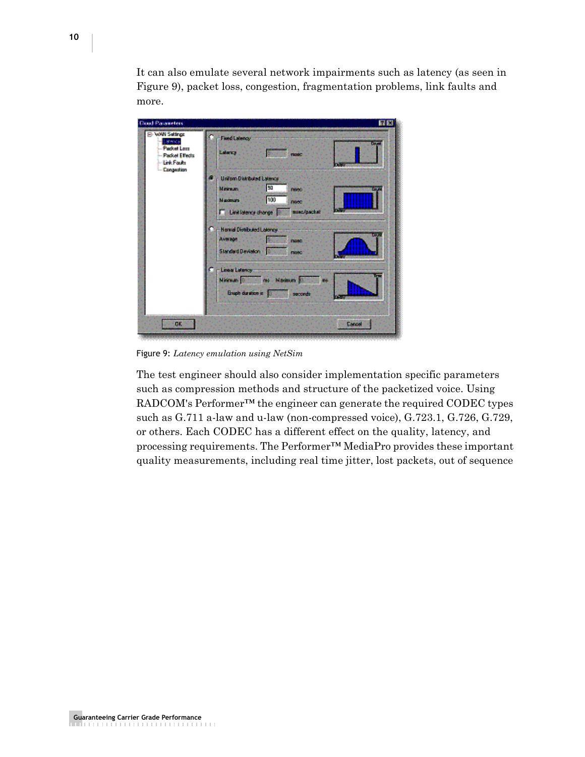It can also emulate several network impairments such as latency (as seen in Figure 9), packet loss, congestion, fragmentation problems, link faults and more.

Figure 9: *Latency emulation using NetSim*

The test engineer should also consider implementation specific parameters such as compression methods and structure of the packetized voice. Using RADCOM's Performer™ the engineer can generate the required CODEC types such as G.711 a-law and u-law (non-compressed voice), G.723.1, G.726, G.729, or others. Each CODEC has a different effect on the quality, latency, and processing requirements. The Performer™ MediaPro provides these important quality measurements, including real time jitter, lost packets, out of sequence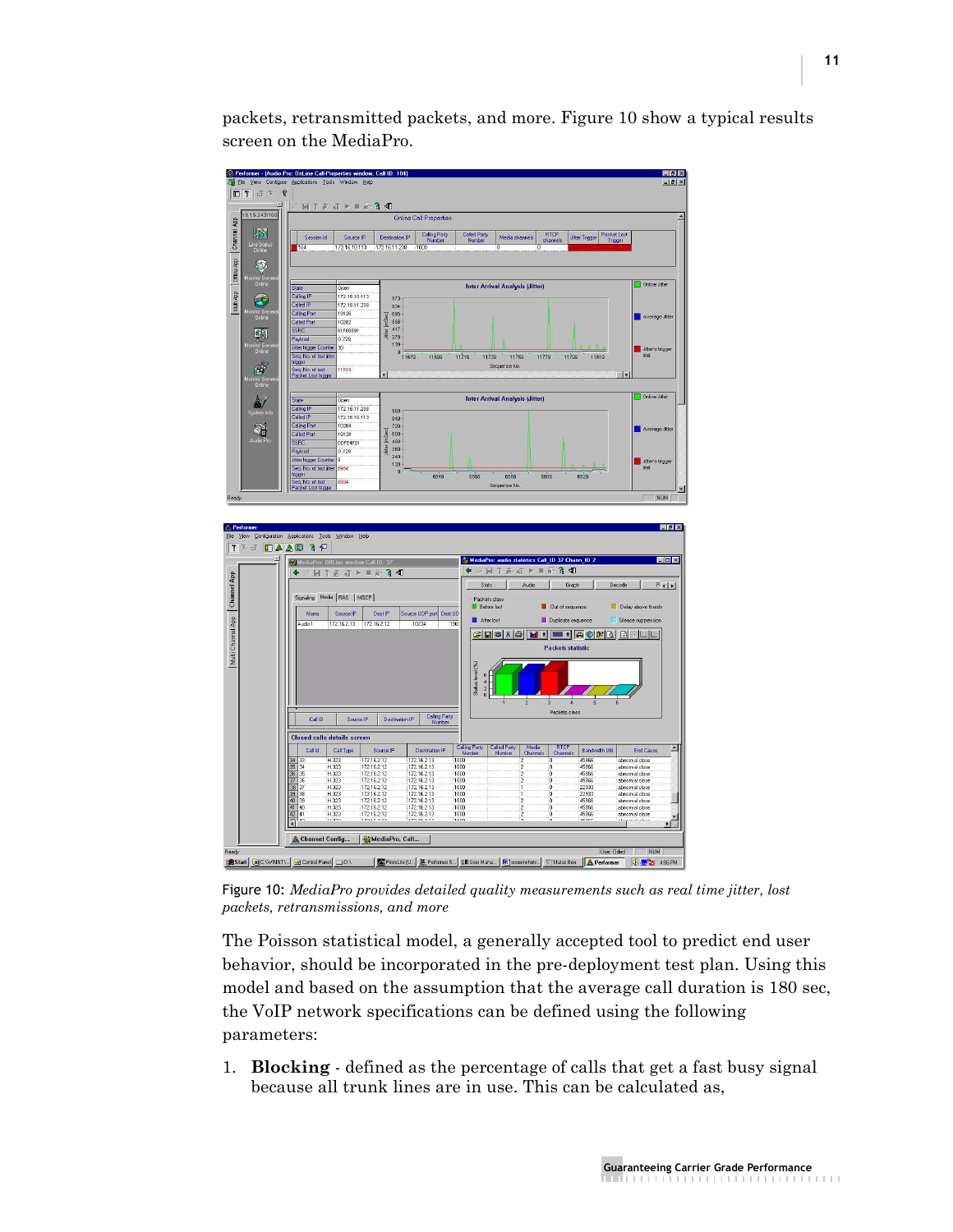packets, retransmitted packets, and more. Figure 10 show a typical results screen on the MediaPro.

Figure 10: *MediaPro provides detailed quality measurements such as real time jitter, lost packets, retransmissions, and more*

The Poisson statistical model, a generally accepted tool to predict end user behavior, should be incorporated in the pre-deployment test plan. Using this model and based on the assumption that the average call duration is 180 sec, the VoIP network specifications can be defined using the following parameters:

1. **Blocking** - defined as the percentage of calls that get a fast busy signal because all trunk lines are in use. This can be calculated as,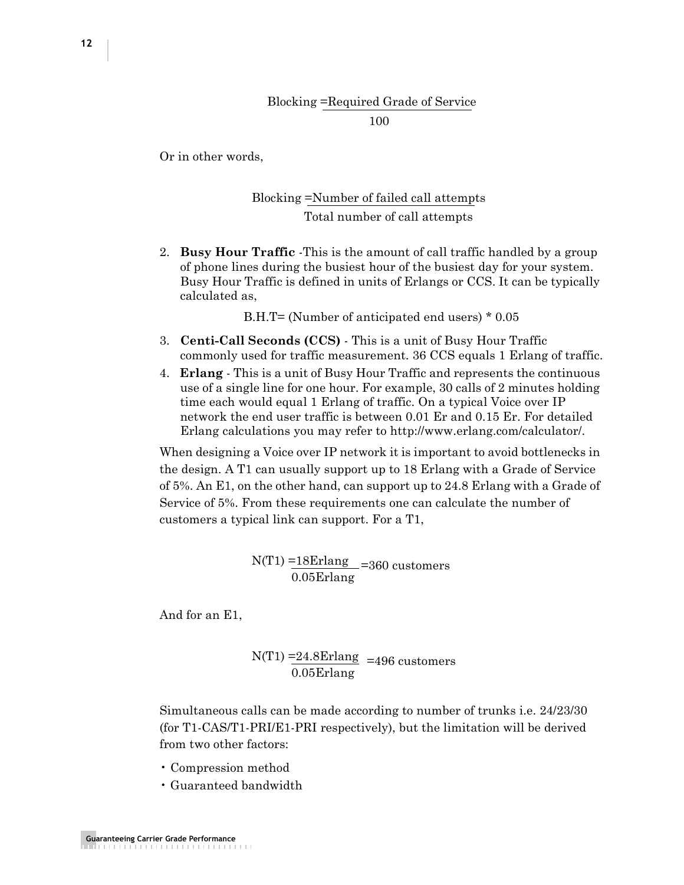$$\text{Blocking} = \frac{\text{Required Grade of Service}}{100}$$

Or in other words,

$$\text{Blocking} = \frac{\text{Number of failed call attempts}}{\text{Total number of call attempts}}$$

2. **Busy Hour Traffic** -This is the amount of call traffic handled by a group of phone lines during the busiest hour of the busiest day for your system. Busy Hour Traffic is defined in units of Erlangs or CCS. It can be typically calculated as,

   B.H.T= (Number of anticipated end users) * 0.05

3. **Centi-Call Seconds (CCS)** - This is a unit of Busy Hour Traffic commonly used for traffic measurement. 36 CCS equals 1 Erlang of traffic.
4. **Erlang** - This is a unit of Busy Hour Traffic and represents the continuous use of a single line for one hour. For example, 30 calls of 2 minutes holding time each would equal 1 Erlang of traffic. On a typical Voice over IP network the end user traffic is between 0.01 Er and 0.15 Er. For detailed Erlang calculations you may refer to http://www.erlang.com/calculator/.

When designing a Voice over IP network it is important to avoid bottlenecks in the design. A T1 can usually support up to 18 Erlang with a Grade of Service of 5%. An E1, on the other hand, can support up to 24.8 Erlang with a Grade of Service of 5%. From these requirements one can calculate the number of customers a typical link can support. For a T1,

$$N(T1) = \frac{18\text{Erlang}}{0.05\text{Erlang}} = 360 \text{ customers}$$

And for an E1,

$$N(T1) = \frac{24.8\text{Erlang}}{0.05\text{Erlang}} = 496 \text{ customers}$$

Simultaneous calls can be made according to number of trunks i.e. 24/23/30 (for T1-CAS/T1-PRI/E1-PRI respectively), but the limitation will be derived from two other factors:

- Compression method
- Guaranteed bandwidth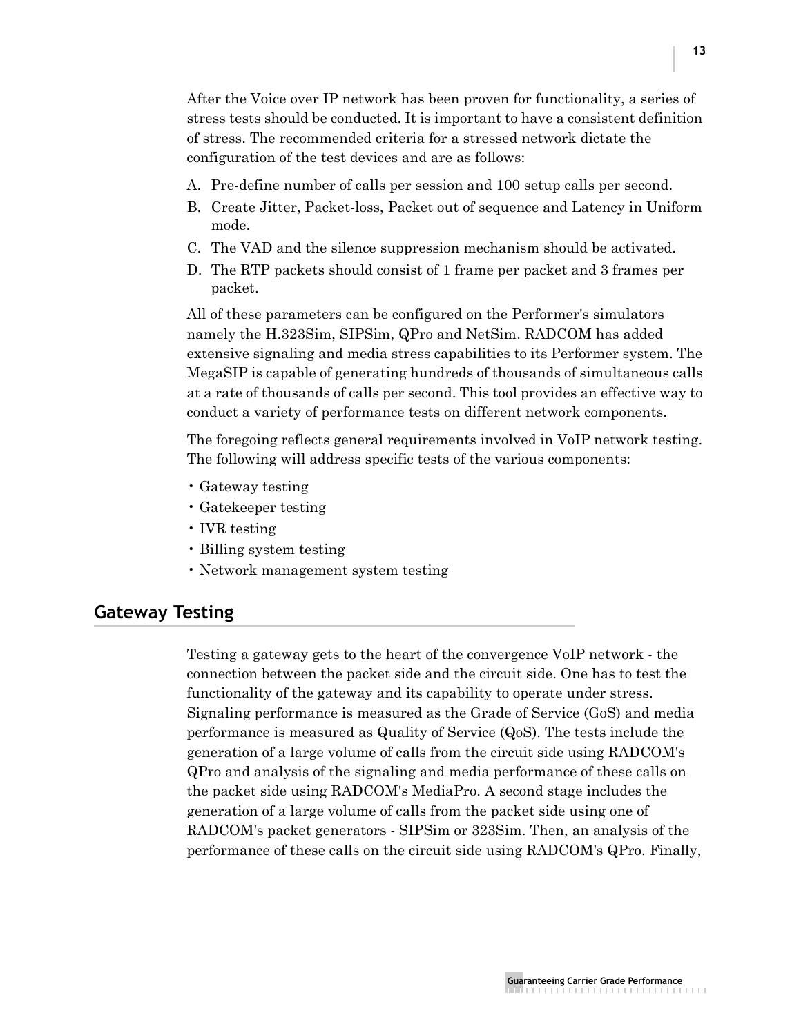After the Voice over IP network has been proven for functionality, a series of stress tests should be conducted. It is important to have a consistent definition of stress. The recommended criteria for a stressed network dictate the configuration of the test devices and are as follows:

A. Pre-define number of calls per session and 100 setup calls per second.
B. Create Jitter, Packet-loss, Packet out of sequence and Latency in Uniform mode.
C. The VAD and the silence suppression mechanism should be activated.
D. The RTP packets should consist of 1 frame per packet and 3 frames per packet.

All of these parameters can be configured on the Performer's simulators namely the H.323Sim, SIPSim, QPro and NetSim. RADCOM has added extensive signaling and media stress capabilities to its Performer system. The MegaSIP is capable of generating hundreds of thousands of simultaneous calls at a rate of thousands of calls per second. This tool provides an effective way to conduct a variety of performance tests on different network components.

The foregoing reflects general requirements involved in VoIP network testing. The following will address specific tests of the various components:

- Gateway testing
- Gatekeeper testing
- IVR testing
- Billing system testing
- Network management system testing

## Gateway Testing

Testing a gateway gets to the heart of the convergence VoIP network - the connection between the packet side and the circuit side. One has to test the functionality of the gateway and its capability to operate under stress. Signaling performance is measured as the Grade of Service (GoS) and media performance is measured as Quality of Service (QoS). The tests include the generation of a large volume of calls from the circuit side using RADCOM's QPro and analysis of the signaling and media performance of these calls on the packet side using RADCOM's MediaPro. A second stage includes the generation of a large volume of calls from the packet side using one of RADCOM's packet generators - SIPSim or 323Sim. Then, an analysis of the performance of these calls on the circuit side using RADCOM's QPro. Finally,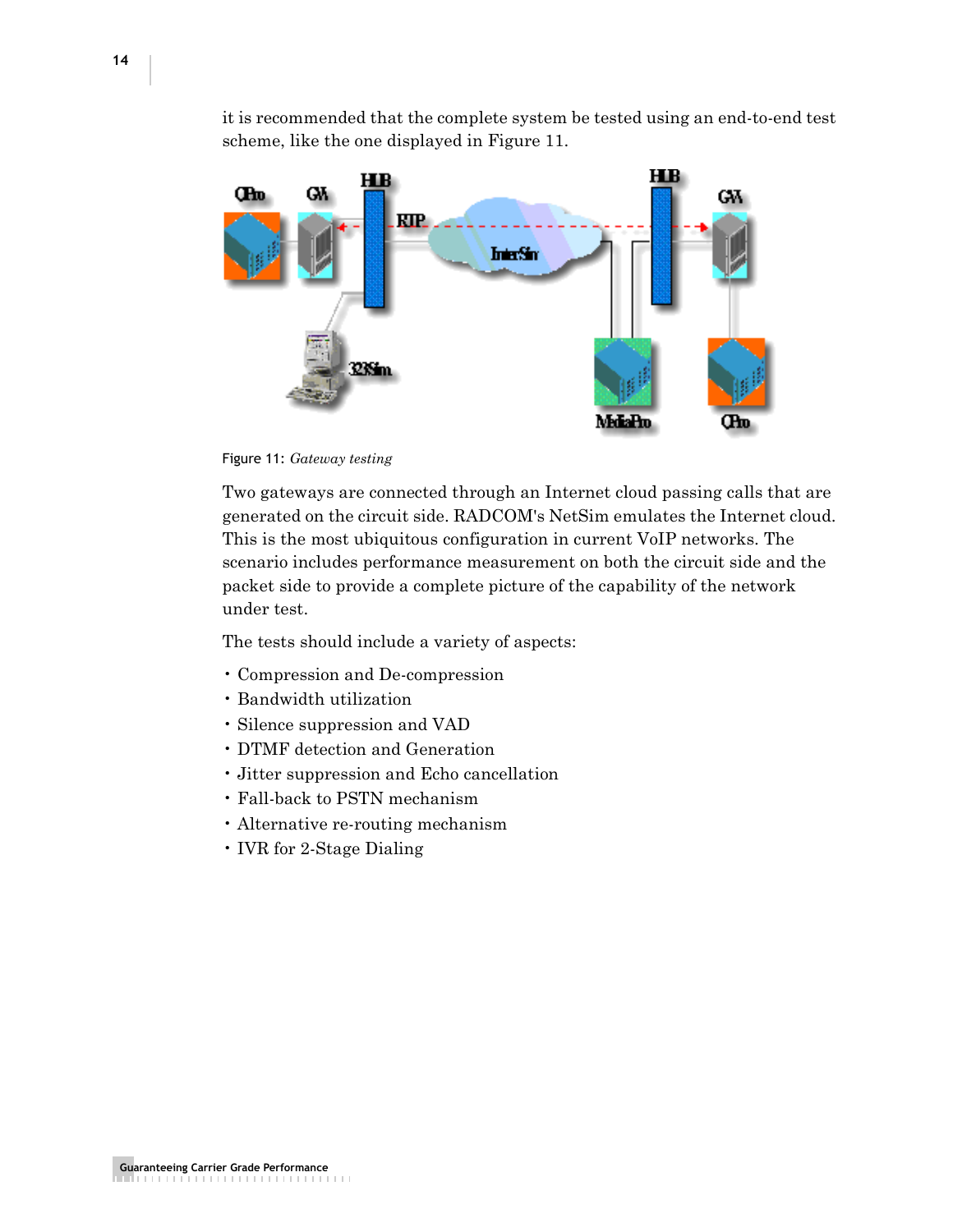it is recommended that the complete system be tested using an end-to-end test scheme, like the one displayed in Figure 11.

Figure 11: *Gateway testing*

Two gateways are connected through an Internet cloud passing calls that are generated on the circuit side. RADCOM's NetSim emulates the Internet cloud. This is the most ubiquitous configuration in current VoIP networks. The scenario includes performance measurement on both the circuit side and the packet side to provide a complete picture of the capability of the network under test.

The tests should include a variety of aspects:

- Compression and De-compression
- Bandwidth utilization
- Silence suppression and VAD
- DTMF detection and Generation
- Jitter suppression and Echo cancellation
- Fall-back to PSTN mechanism
- Alternative re-routing mechanism
- IVR for 2-Stage Dialing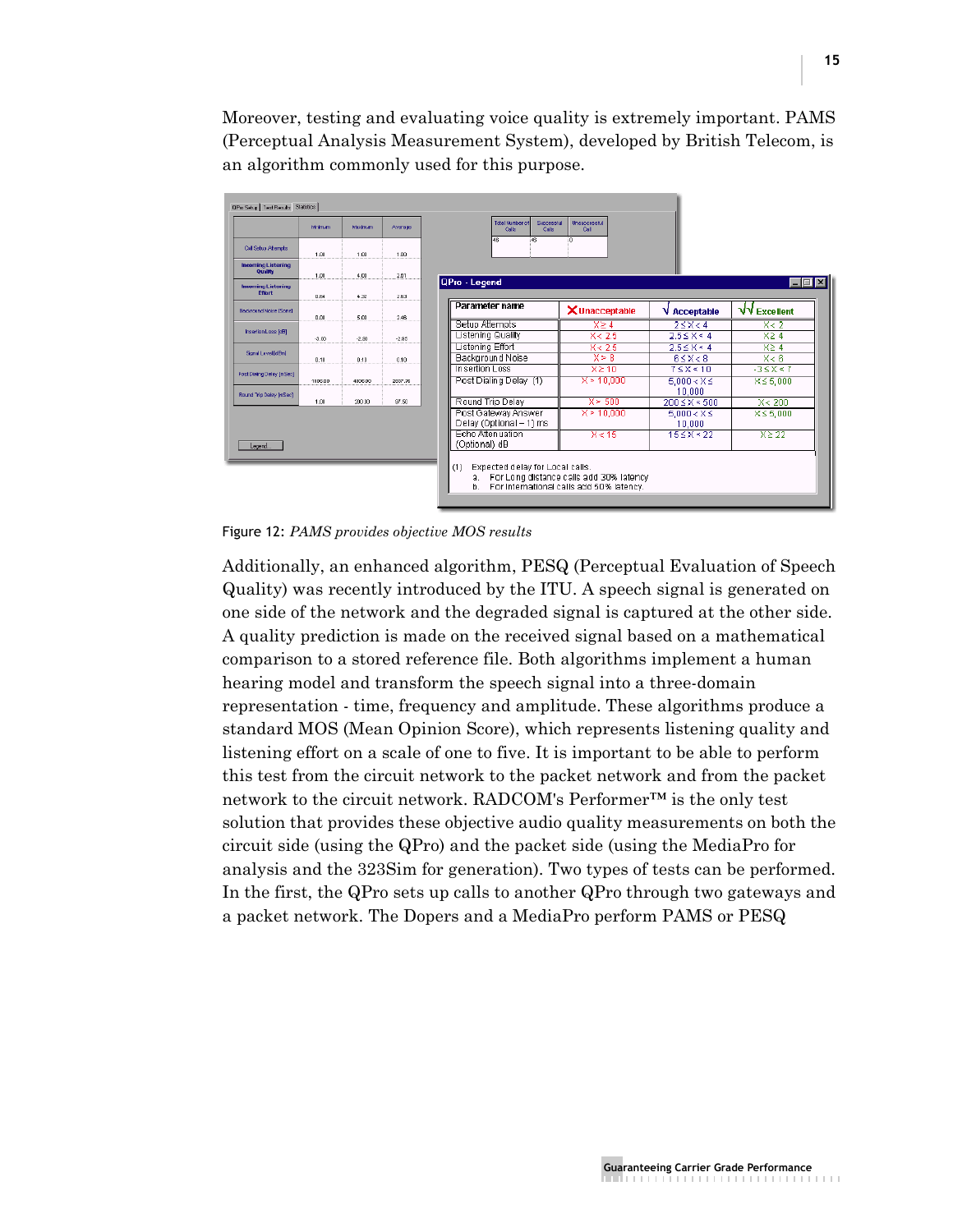Moreover, testing and evaluating voice quality is extremely important. PAMS (Perceptual Analysis Measurement System), developed by British Telecom, is an algorithm commonly used for this purpose.

Figure 12: *PAMS provides objective MOS results*

Additionally, an enhanced algorithm, PESQ (Perceptual Evaluation of Speech Quality) was recently introduced by the ITU. A speech signal is generated on one side of the network and the degraded signal is captured at the other side. A quality prediction is made on the received signal based on a mathematical comparison to a stored reference file. Both algorithms implement a human hearing model and transform the speech signal into a three-domain representation - time, frequency and amplitude. These algorithms produce a standard MOS (Mean Opinion Score), which represents listening quality and listening effort on a scale of one to five. It is important to be able to perform this test from the circuit network to the packet network and from the packet network to the circuit network. RADCOM's Performer™ is the only test solution that provides these objective audio quality measurements on both the circuit side (using the QPro) and the packet side (using the MediaPro for analysis and the 323Sim for generation). Two types of tests can be performed. In the first, the QPro sets up calls to another QPro through two gateways and a packet network. The Dopers and a MediaPro perform PAMS or PESQ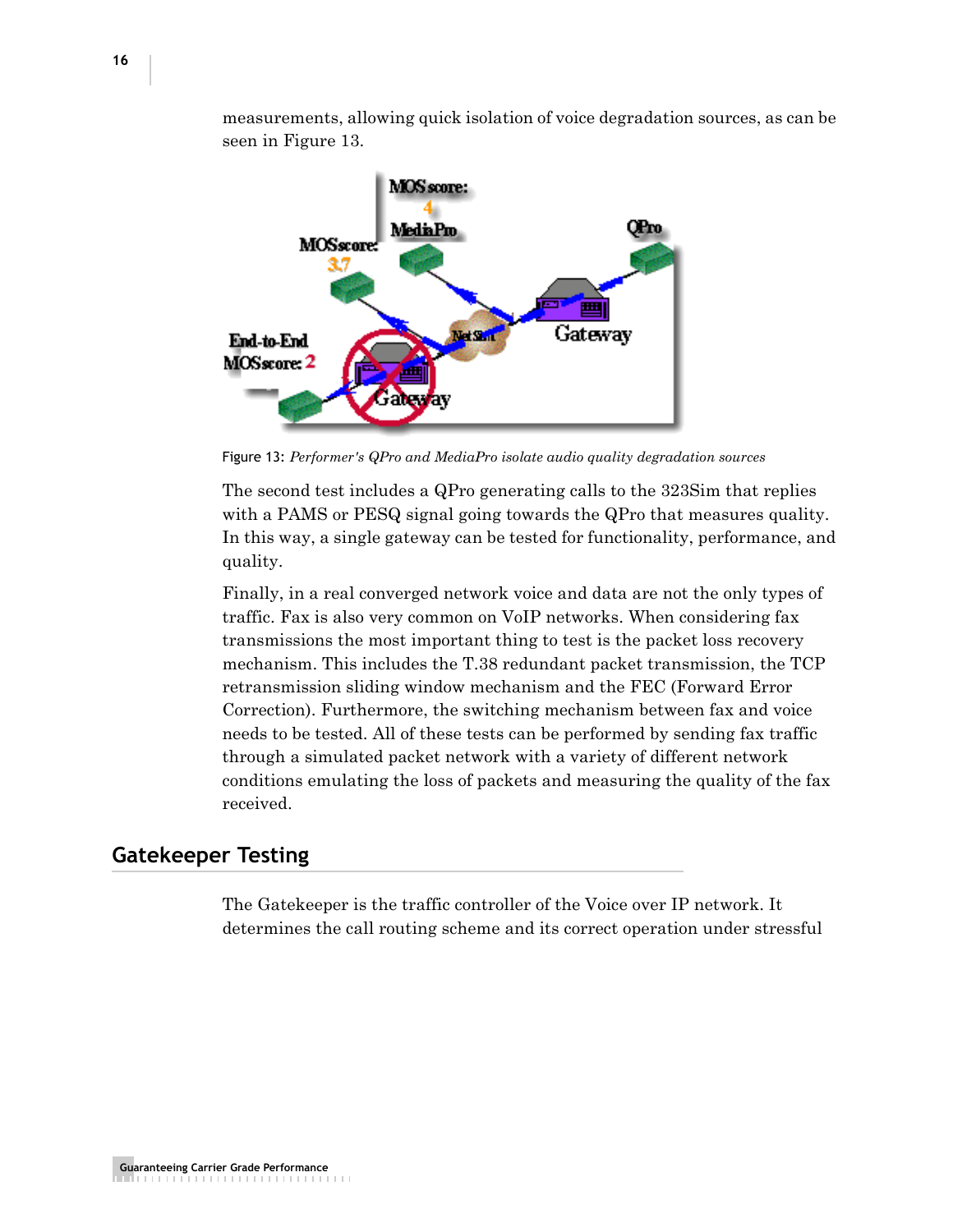measurements, allowing quick isolation of voice degradation sources, as can be seen in Figure 13.

MOS score: 4
MediaPro
QPro
MOS score: 3.7
NetSim
Gateway
End-to-End MOS score: 2
Gateway

Figure 13: *Performer's QPro and MediaPro isolate audio quality degradation sources*

The second test includes a QPro generating calls to the 323Sim that replies with a PAMS or PESQ signal going towards the QPro that measures quality. In this way, a single gateway can be tested for functionality, performance, and quality.

Finally, in a real converged network voice and data are not the only types of traffic. Fax is also very common on VoIP networks. When considering fax transmissions the most important thing to test is the packet loss recovery mechanism. This includes the T.38 redundant packet transmission, the TCP retransmission sliding window mechanism and the FEC (Forward Error Correction). Furthermore, the switching mechanism between fax and voice needs to be tested. All of these tests can be performed by sending fax traffic through a simulated packet network with a variety of different network conditions emulating the loss of packets and measuring the quality of the fax received.

## Gatekeeper Testing

The Gatekeeper is the traffic controller of the Voice over IP network. It determines the call routing scheme and its correct operation under stressful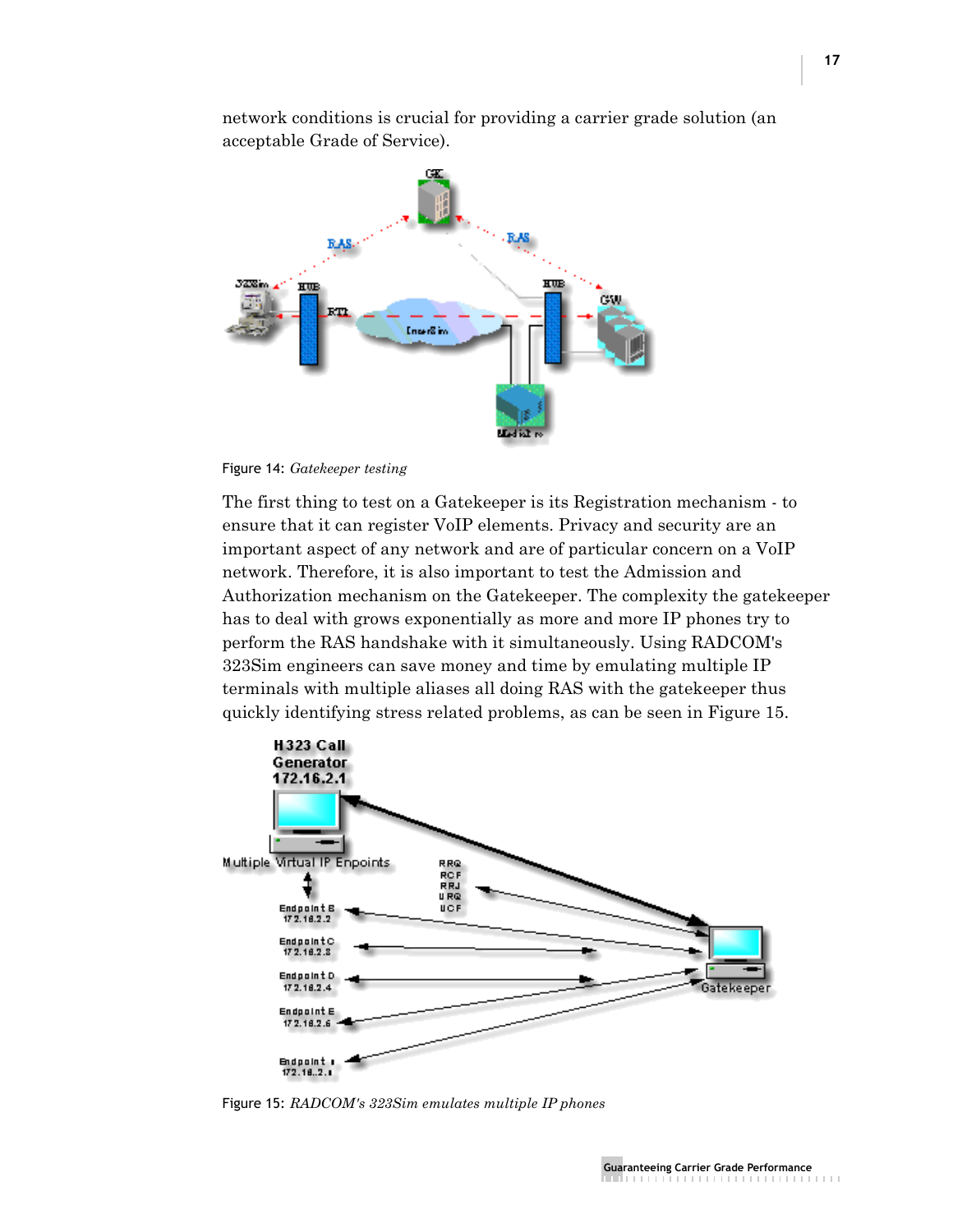network conditions is crucial for providing a carrier grade solution (an acceptable Grade of Service).

GK

RAS

RAS

323Sim

HUB

RTP

ImpairSim

HUB

GW

MediaPro

Figure 14: *Gatekeeper testing*

The first thing to test on a Gatekeeper is its Registration mechanism - to ensure that it can register VoIP elements. Privacy and security are an important aspect of any network and are of particular concern on a VoIP network. Therefore, it is also important to test the Admission and Authorization mechanism on the Gatekeeper. The complexity the gatekeeper has to deal with grows exponentially as more and more IP phones try to perform the RAS handshake with it simultaneously. Using RADCOM's 323Sim engineers can save money and time by emulating multiple IP terminals with multiple aliases all doing RAS with the gatekeeper thus quickly identifying stress related problems, as can be seen in Figure 15.

H323 Call Generator 172.16.2.1

Multiple Virtual IP Enpoints

RRQ
RCF
RRJ
URQ
UCF

Endpoint B
172.16.2.2

Endpoint C
172.16.2.3

Endpoint D
172.16.2.4

Endpoint E
172.16.2.5

Endpoint I
172.16..2.I

Gatekeeper

Figure 15: *RADCOM's 323Sim emulates multiple IP phones*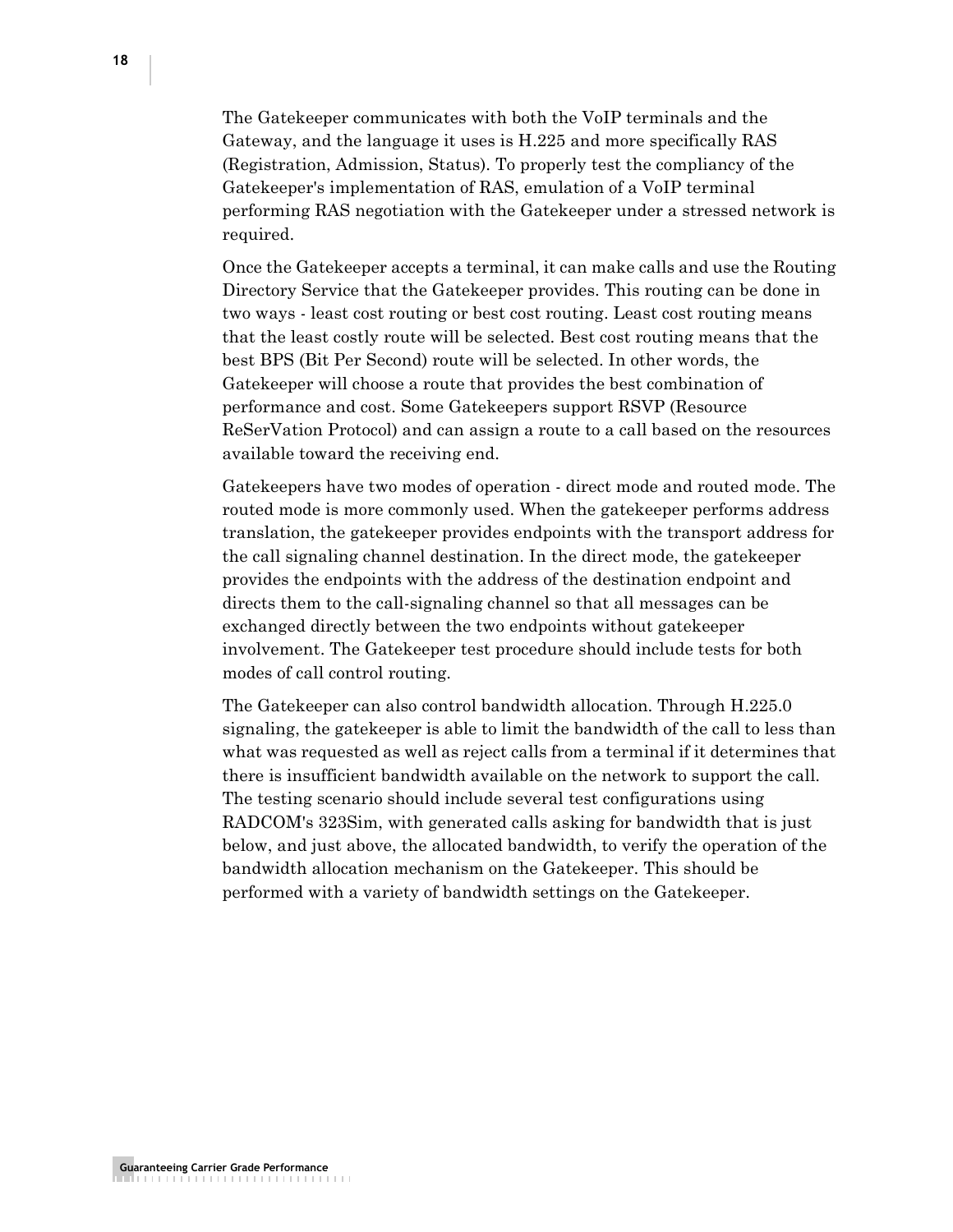The Gatekeeper communicates with both the VoIP terminals and the Gateway, and the language it uses is H.225 and more specifically RAS (Registration, Admission, Status). To properly test the compliancy of the Gatekeeper's implementation of RAS, emulation of a VoIP terminal performing RAS negotiation with the Gatekeeper under a stressed network is required.

Once the Gatekeeper accepts a terminal, it can make calls and use the Routing Directory Service that the Gatekeeper provides. This routing can be done in two ways - least cost routing or best cost routing. Least cost routing means that the least costly route will be selected. Best cost routing means that the best BPS (Bit Per Second) route will be selected. In other words, the Gatekeeper will choose a route that provides the best combination of performance and cost. Some Gatekeepers support RSVP (Resource ReSerVation Protocol) and can assign a route to a call based on the resources available toward the receiving end.

Gatekeepers have two modes of operation - direct mode and routed mode. The routed mode is more commonly used. When the gatekeeper performs address translation, the gatekeeper provides endpoints with the transport address for the call signaling channel destination. In the direct mode, the gatekeeper provides the endpoints with the address of the destination endpoint and directs them to the call-signaling channel so that all messages can be exchanged directly between the two endpoints without gatekeeper involvement. The Gatekeeper test procedure should include tests for both modes of call control routing.

The Gatekeeper can also control bandwidth allocation. Through H.225.0 signaling, the gatekeeper is able to limit the bandwidth of the call to less than what was requested as well as reject calls from a terminal if it determines that there is insufficient bandwidth available on the network to support the call. The testing scenario should include several test configurations using RADCOM's 323Sim, with generated calls asking for bandwidth that is just below, and just above, the allocated bandwidth, to verify the operation of the bandwidth allocation mechanism on the Gatekeeper. This should be performed with a variety of bandwidth settings on the Gatekeeper.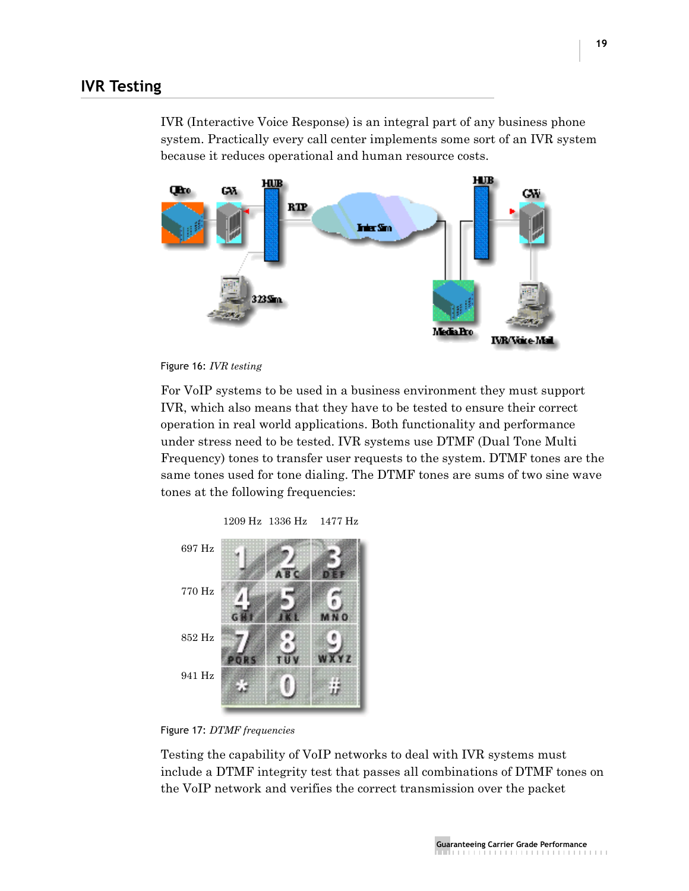## IVR Testing

IVR (Interactive Voice Response) is an integral part of any business phone system. Practically every call center implements some sort of an IVR system because it reduces operational and human resource costs.

Figure 16: *IVR testing*

For VoIP systems to be used in a business environment they must support IVR, which also means that they have to be tested to ensure their correct operation in real world applications. Both functionality and performance under stress need to be tested. IVR systems use DTMF (Dual Tone Multi Frequency) tones to transfer user requests to the system. DTMF tones are the same tones used for tone dialing. The DTMF tones are sums of two sine wave tones at the following frequencies:

1209 Hz
1336 Hz
1477 Hz
697 Hz
770 Hz
852 Hz
941 Hz

Figure 17: *DTMF frequencies*

Testing the capability of VoIP networks to deal with IVR systems must include a DTMF integrity test that passes all combinations of DTMF tones on the VoIP network and verifies the correct transmission over the packet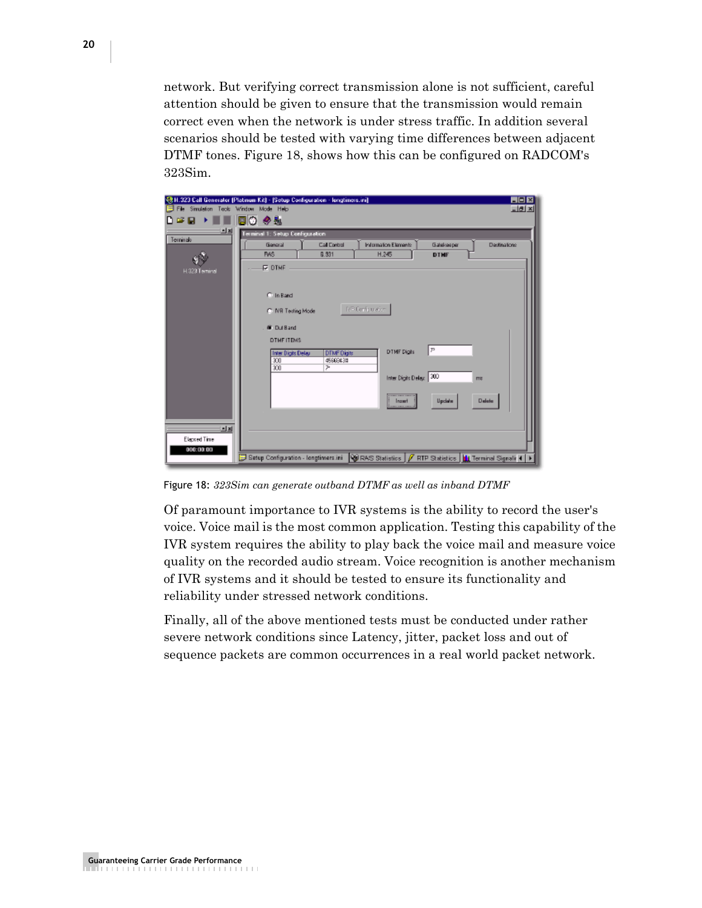network. But verifying correct transmission alone is not sufficient, careful attention should be given to ensure that the transmission would remain correct even when the network is under stress traffic. In addition several scenarios should be tested with varying time differences between adjacent DTMF tones. Figure 18, shows how this can be configured on RADCOM's 323Sim.

Figure 18: *323Sim can generate outband DTMF as well as inband DTMF*

Of paramount importance to IVR systems is the ability to record the user's voice. Voice mail is the most common application. Testing this capability of the IVR system requires the ability to play back the voice mail and measure voice quality on the recorded audio stream. Voice recognition is another mechanism of IVR systems and it should be tested to ensure its functionality and reliability under stressed network conditions.

Finally, all of the above mentioned tests must be conducted under rather severe network conditions since Latency, jitter, packet loss and out of sequence packets are common occurrences in a real world packet network.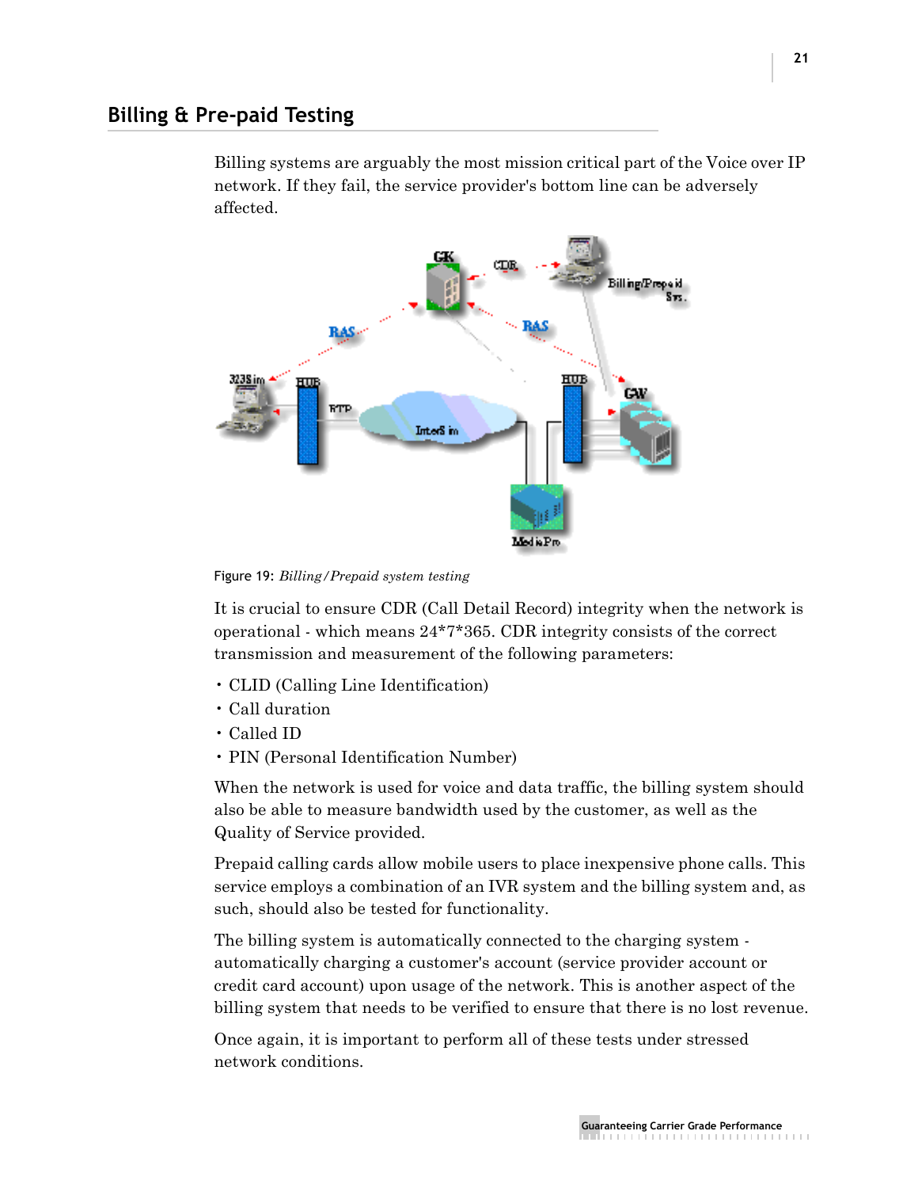## Billing & Pre-paid Testing

Billing systems are arguably the most mission critical part of the Voice over IP network. If they fail, the service provider's bottom line can be adversely affected.

Figure 19: *Billing/Prepaid system testing*

It is crucial to ensure CDR (Call Detail Record) integrity when the network is operational - which means 24*7*365. CDR integrity consists of the correct transmission and measurement of the following parameters:

- CLID (Calling Line Identification)
- Call duration
- Called ID
- PIN (Personal Identification Number)

When the network is used for voice and data traffic, the billing system should also be able to measure bandwidth used by the customer, as well as the Quality of Service provided.

Prepaid calling cards allow mobile users to place inexpensive phone calls. This service employs a combination of an IVR system and the billing system and, as such, should also be tested for functionality.

The billing system is automatically connected to the charging system - automatically charging a customer's account (service provider account or credit card account) upon usage of the network. This is another aspect of the billing system that needs to be verified to ensure that there is no lost revenue.

Once again, it is important to perform all of these tests under stressed network conditions.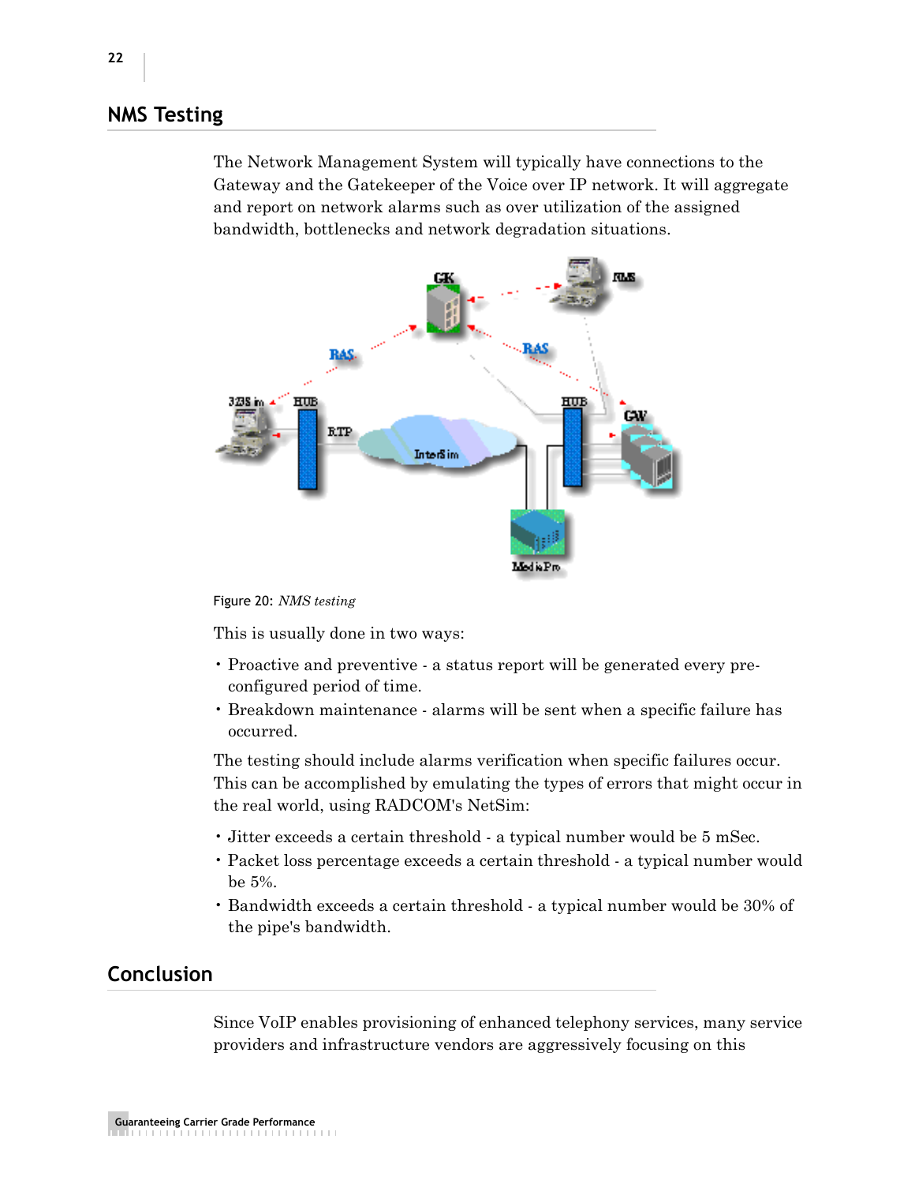## NMS Testing

The Network Management System will typically have connections to the Gateway and the Gatekeeper of the Voice over IP network. It will aggregate and report on network alarms such as over utilization of the assigned bandwidth, bottlenecks and network degradation situations.

Figure 20: *NMS testing*

This is usually done in two ways:

- Proactive and preventive - a status report will be generated every pre-configured period of time.
- Breakdown maintenance - alarms will be sent when a specific failure has occurred.

The testing should include alarms verification when specific failures occur. This can be accomplished by emulating the types of errors that might occur in the real world, using RADCOM's NetSim:

- Jitter exceeds a certain threshold - a typical number would be 5 mSec.
- Packet loss percentage exceeds a certain threshold - a typical number would be 5%.
- Bandwidth exceeds a certain threshold - a typical number would be 30% of the pipe's bandwidth.

## Conclusion

Since VoIP enables provisioning of enhanced telephony services, many service providers and infrastructure vendors are aggressively focusing on this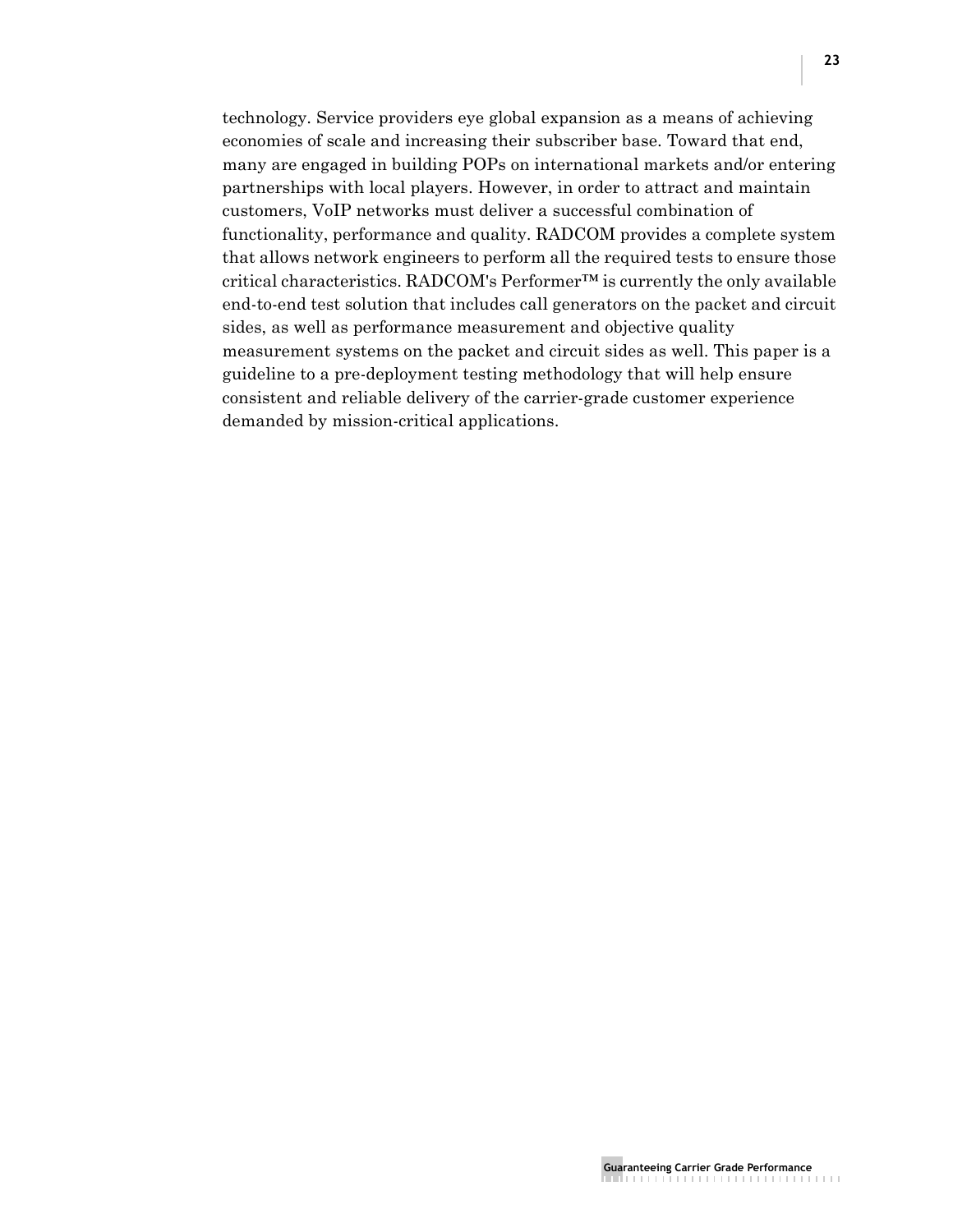technology. Service providers eye global expansion as a means of achieving economies of scale and increasing their subscriber base. Toward that end, many are engaged in building POPs on international markets and/or entering partnerships with local players. However, in order to attract and maintain customers, VoIP networks must deliver a successful combination of functionality, performance and quality. RADCOM provides a complete system that allows network engineers to perform all the required tests to ensure those critical characteristics. RADCOM's Performer™ is currently the only available end-to-end test solution that includes call generators on the packet and circuit sides, as well as performance measurement and objective quality measurement systems on the packet and circuit sides as well. This paper is a guideline to a pre-deployment testing methodology that will help ensure consistent and reliable delivery of the carrier-grade customer experience demanded by mission-critical applications.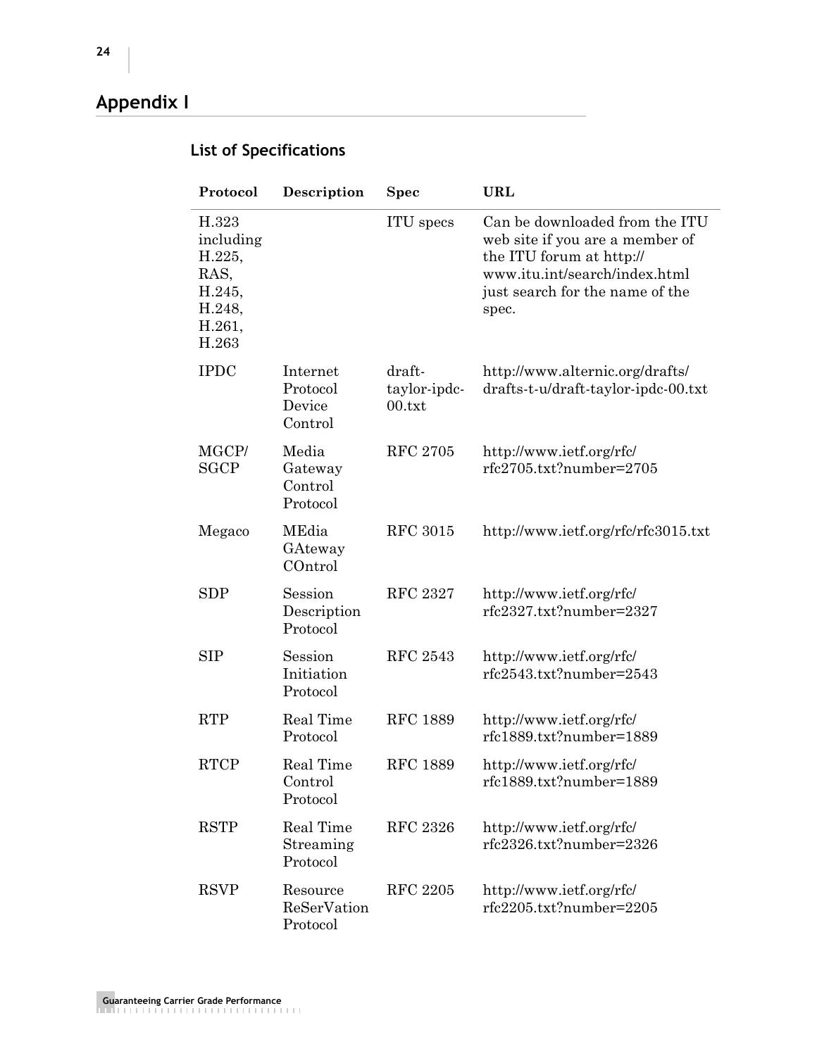# Appendix I

## List of Specifications

| Protocol | Description | Spec | URL |
|---|---|---|---|
| H.323 including H.225, RAS, H.245, H.248, H.261, H.263 | | ITU specs | Can be downloaded from the ITU web site if you are a member of the ITU forum at http://www.itu.int/search/index.html just search for the name of the spec. |
| IPDC | Internet Protocol Device Control | draft-taylor-ipdc-00.txt | http://www.alternic.org/drafts/drafts-t-u/draft-taylor-ipdc-00.txt |
| MGCP/SGCP | Media Gateway Control Protocol | RFC 2705 | http://www.ietf.org/rfc/rfc2705.txt?number=2705 |
| Megaco | MEdia GAteway COntrol | RFC 3015 | http://www.ietf.org/rfc/rfc3015.txt |
| SDP | Session Description Protocol | RFC 2327 | http://www.ietf.org/rfc/rfc2327.txt?number=2327 |
| SIP | Session Initiation Protocol | RFC 2543 | http://www.ietf.org/rfc/rfc2543.txt?number=2543 |
| RTP | Real Time Protocol | RFC 1889 | http://www.ietf.org/rfc/rfc1889.txt?number=1889 |
| RTCP | Real Time Control Protocol | RFC 1889 | http://www.ietf.org/rfc/rfc1889.txt?number=1889 |
| RSTP | Real Time Streaming Protocol | RFC 2326 | http://www.ietf.org/rfc/rfc2326.txt?number=2326 |
| RSVP | Resource ReSerVation Protocol | RFC 2205 | http://www.ietf.org/rfc/rfc2205.txt?number=2205 |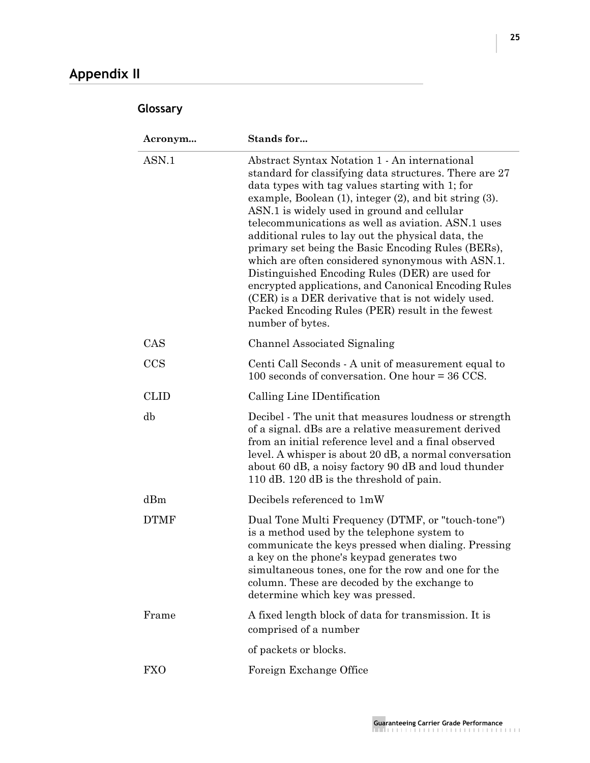# Appendix II

## Glossary

| Acronym... | Stands for... |
|---|---|
| ASN.1 | Abstract Syntax Notation 1 - An international standard for classifying data structures. There are 27 data types with tag values starting with 1; for example, Boolean (1), integer (2), and bit string (3). ASN.1 is widely used in ground and cellular telecommunications as well as aviation. ASN.1 uses additional rules to lay out the physical data, the primary set being the Basic Encoding Rules (BERs), which are often considered synonymous with ASN.1. Distinguished Encoding Rules (DER) are used for encrypted applications, and Canonical Encoding Rules (CER) is a DER derivative that is not widely used. Packed Encoding Rules (PER) result in the fewest number of bytes. |
| CAS | Channel Associated Signaling |
| CCS | Centi Call Seconds - A unit of measurement equal to 100 seconds of conversation. One hour = 36 CCS. |
| CLID | Calling Line IDentification |
| db | Decibel - The unit that measures loudness or strength of a signal. dBs are a relative measurement derived from an initial reference level and a final observed level. A whisper is about 20 dB, a normal conversation about 60 dB, a noisy factory 90 dB and loud thunder 110 dB. 120 dB is the threshold of pain. |
| dBm | Decibels referenced to 1mW |
| DTMF | Dual Tone Multi Frequency (DTMF, or "touch-tone") is a method used by the telephone system to communicate the keys pressed when dialing. Pressing a key on the phone's keypad generates two simultaneous tones, one for the row and one for the column. These are decoded by the exchange to determine which key was pressed. |
| Frame | A fixed length block of data for transmission. It is comprised of a number of packets or blocks. |
| FXO | Foreign Exchange Office |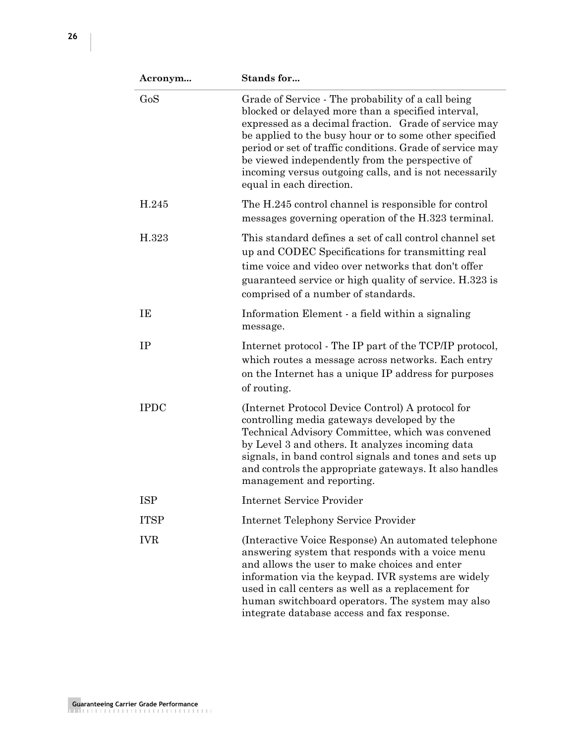| Acronym... | Stands for... |
|---|---|
| GoS | Grade of Service - The probability of a call being blocked or delayed more than a specified interval, expressed as a decimal fraction. Grade of service may be applied to the busy hour or to some other specified period or set of traffic conditions. Grade of service may be viewed independently from the perspective of incoming versus outgoing calls, and is not necessarily equal in each direction. |
| H.245 | The H.245 control channel is responsible for control messages governing operation of the H.323 terminal. |
| H.323 | This standard defines a set of call control channel set up and CODEC Specifications for transmitting real time voice and video over networks that don't offer guaranteed service or high quality of service. H.323 is comprised of a number of standards. |
| IE | Information Element - a field within a signaling message. |
| IP | Internet protocol - The IP part of the TCP/IP protocol, which routes a message across networks. Each entry on the Internet has a unique IP address for purposes of routing. |
| IPDC | (Internet Protocol Device Control) A protocol for controlling media gateways developed by the Technical Advisory Committee, which was convened by Level 3 and others. It analyzes incoming data signals, in band control signals and tones and sets up and controls the appropriate gateways. It also handles management and reporting. |
| ISP | Internet Service Provider |
| ITSP | Internet Telephony Service Provider |
| IVR | (Interactive Voice Response) An automated telephone answering system that responds with a voice menu and allows the user to make choices and enter information via the keypad. IVR systems are widely used in call centers as well as a replacement for human switchboard operators. The system may also integrate database access and fax response. |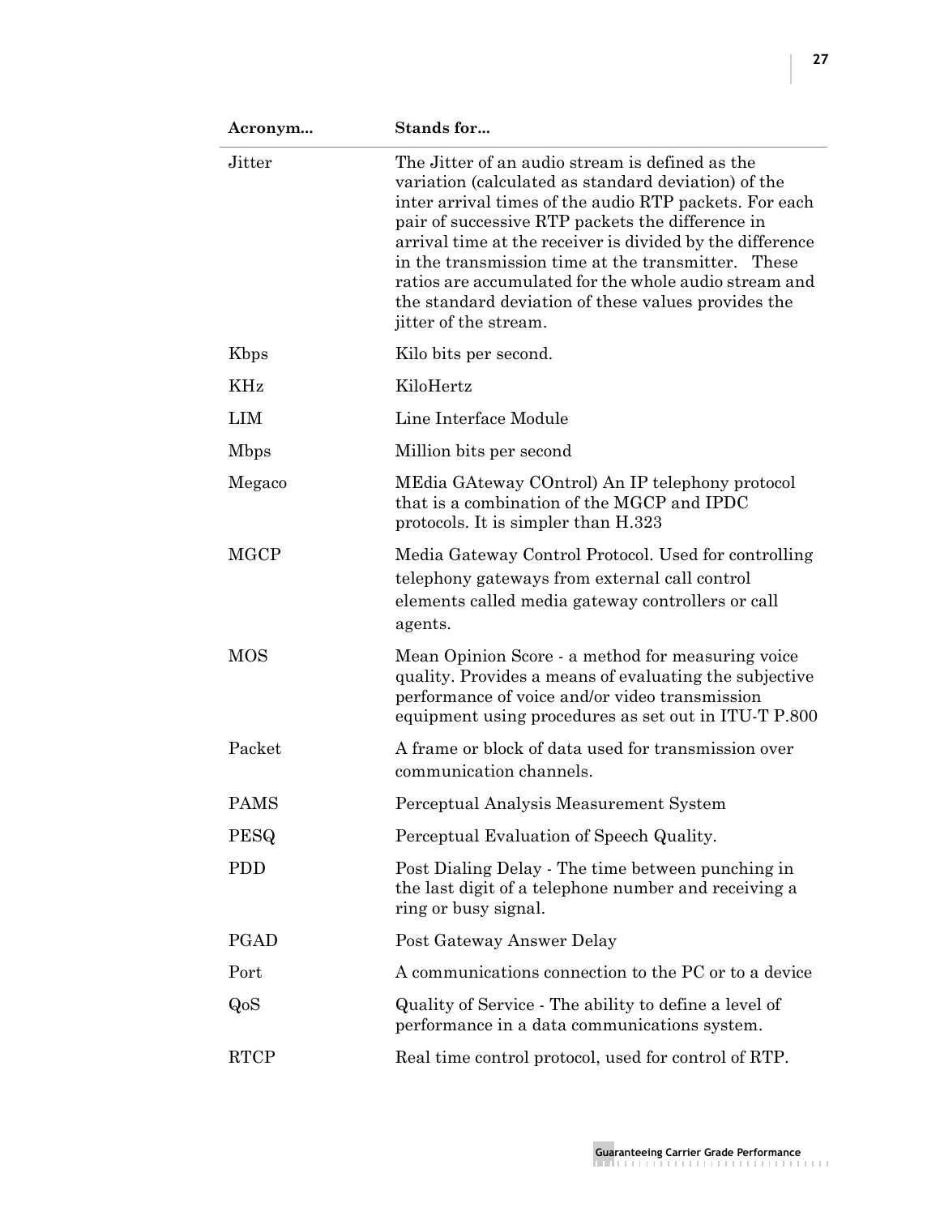| Acronym... | Stands for... |
| --- | --- |
| Jitter | The Jitter of an audio stream is defined as the variation (calculated as standard deviation) of the inter arrival times of the audio RTP packets. For each pair of successive RTP packets the difference in arrival time at the receiver is divided by the difference in the transmission time at the transmitter. These ratios are accumulated for the whole audio stream and the standard deviation of these values provides the jitter of the stream. |
| Kbps | Kilo bits per second. |
| KHz | KiloHertz |
| LIM | Line Interface Module |
| Mbps | Million bits per second |
| Megaco | MEdia GAteway COntrol) An IP telephony protocol that is a combination of the MGCP and IPDC protocols. It is simpler than H.323 |
| MGCP | Media Gateway Control Protocol. Used for controlling telephony gateways from external call control elements called media gateway controllers or call agents. |
| MOS | Mean Opinion Score - a method for measuring voice quality. Provides a means of evaluating the subjective performance of voice and/or video transmission equipment using procedures as set out in ITU-T P.800 |
| Packet | A frame or block of data used for transmission over communication channels. |
| PAMS | Perceptual Analysis Measurement System |
| PESQ | Perceptual Evaluation of Speech Quality. |
| PDD | Post Dialing Delay - The time between punching in the last digit of a telephone number and receiving a ring or busy signal. |
| PGAD | Post Gateway Answer Delay |
| Port | A communications connection to the PC or to a device |
| QoS | Quality of Service - The ability to define a level of performance in a data communications system. |
| RTCP | Real time control protocol, used for control of RTP. |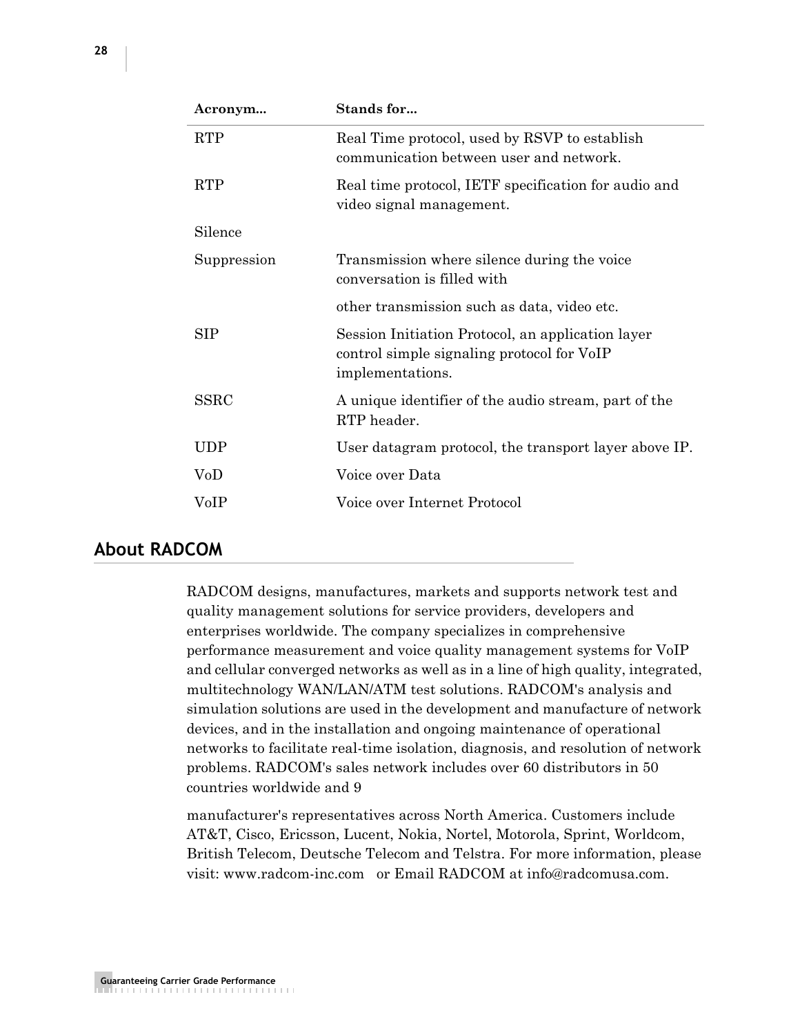| Acronym... | Stands for... |
|---|---|
| RTP | Real Time protocol, used by RSVP to establish communication between user and network. |
| RTP | Real time protocol, IETF specification for audio and video signal management. |
| Silence | |
| Suppression | Transmission where silence during the voice conversation is filled with |
| | other transmission such as data, video etc. |
| SIP | Session Initiation Protocol, an application layer control simple signaling protocol for VoIP implementations. |
| SSRC | A unique identifier of the audio stream, part of the RTP header. |
| UDP | User datagram protocol, the transport layer above IP. |
| VoD | Voice over Data |
| VoIP | Voice over Internet Protocol |

## About RADCOM

RADCOM designs, manufactures, markets and supports network test and quality management solutions for service providers, developers and enterprises worldwide. The company specializes in comprehensive performance measurement and voice quality management systems for VoIP and cellular converged networks as well as in a line of high quality, integrated, multitechnology WAN/LAN/ATM test solutions. RADCOM's analysis and simulation solutions are used in the development and manufacture of network devices, and in the installation and ongoing maintenance of operational networks to facilitate real-time isolation, diagnosis, and resolution of network problems. RADCOM's sales network includes over 60 distributors in 50 countries worldwide and 9

manufacturer's representatives across North America. Customers include AT&T, Cisco, Ericsson, Lucent, Nokia, Nortel, Motorola, Sprint, Worldcom, British Telecom, Deutsche Telecom and Telstra. For more information, please visit: www.radcom-inc.com or Email RADCOM at info@radcomusa.com.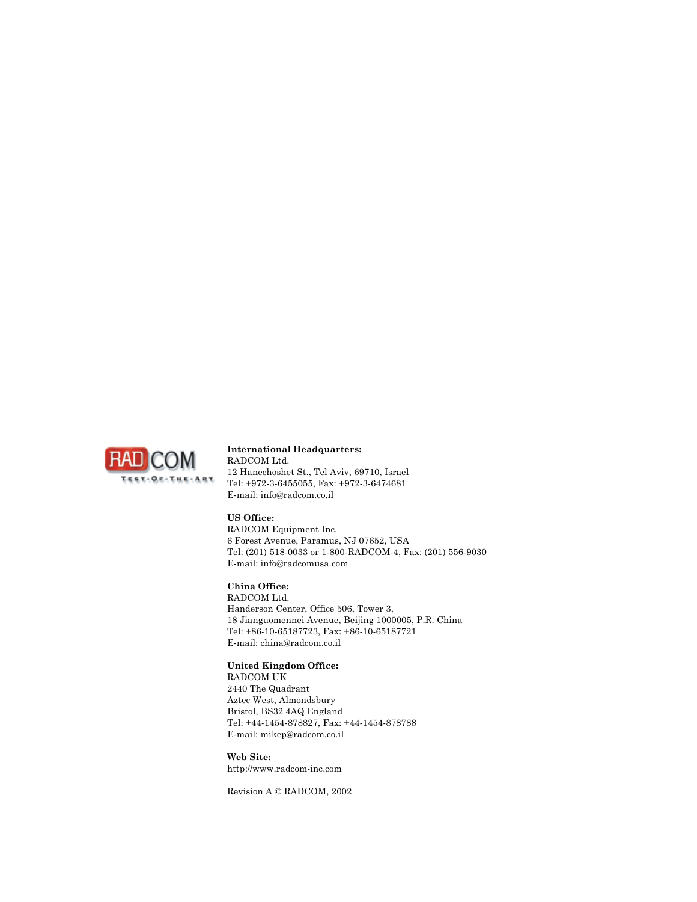**International Headquarters:**
RADCOM Ltd.
12 Hanechoshet St., Tel Aviv, 69710, Israel
Tel: +972-3-6455055, Fax: +972-3-6474681
E-mail: info@radcom.co.il

**US Office:**
RADCOM Equipment Inc.
6 Forest Avenue, Paramus, NJ 07652, USA
Tel: (201) 518-0033 or 1-800-RADCOM-4, Fax: (201) 556-9030
E-mail: info@radcomusa.com

**China Office:**
RADCOM Ltd.
Handerson Center, Office 506, Tower 3,
18 Jianguomennei Avenue, Beijing 1000005, P.R. China
Tel: +86-10-65187723, Fax: +86-10-65187721
E-mail: china@radcom.co.il

**United Kingdom Office:**
RADCOM UK
2440 The Quadrant
Aztec West, Almondsbury
Bristol, BS32 4AQ England
Tel: +44-1454-878827, Fax: +44-1454-878788
E-mail: mikep@radcom.co.il

**Web Site:**
http://www.radcom-inc.com

Revision A © RADCOM, 2002